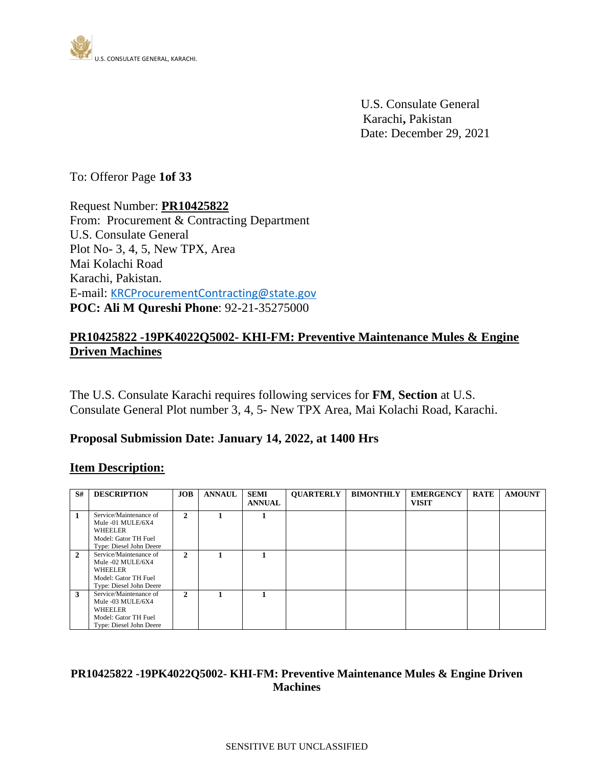U.S. CONSULATE GENERAL, KARACHI.

U.S. Consulate General
Karachi**,** Pakistan
Date: December 29, 2021

To: Offeror Page **1of 33**

Request Number: **PR10425822**
From: Procurement & Contracting Department
U.S. Consulate General
Plot No- 3, 4, 5, New TPX, Area
Mai Kolachi Road
Karachi, Pakistan.
E-mail: KRCProcurementContracting@state.gov
**POC: Ali M Qureshi Phone**: 92-21-35275000

## PR10425822 -19PK4022Q5002- KHI-FM: Preventive Maintenance Mules & Engine Driven Machines

The U.S. Consulate Karachi requires following services for **FM**, **Section** at U.S. Consulate General Plot number 3, 4, 5- New TPX Area, Mai Kolachi Road, Karachi.

**Proposal Submission Date: January 14, 2022, at 1400 Hrs**

## Item Description:

| S# | DESCRIPTION | JOB | ANNAUL | SEMI ANNUAL | QUARTERLY | BIMONTHLY | EMERGENCY VISIT | RATE | AMOUNT |
|---|---|---|---|---|---|---|---|---|---|
| 1 | Service/Maintenance of Mule -01 MULE/6X4 WHEELER Model: Gator TH Fuel Type: Diesel John Deere | 2 | 1 | 1 | | | | | |
| 2 | Service/Maintenance of Mule -02 MULE/6X4 WHEELER Model: Gator TH Fuel Type: Diesel John Deere | 2 | 1 | 1 | | | | | |
| 3 | Service/Maintenance of Mule -03 MULE/6X4 WHEELER Model: Gator TH Fuel Type: Diesel John Deere | 2 | 1 | 1 | | | | | |

**PR10425822 -19PK4022Q5002- KHI-FM: Preventive Maintenance Mules & Engine Driven Machines**

SENSITIVE BUT UNCLASSIFIED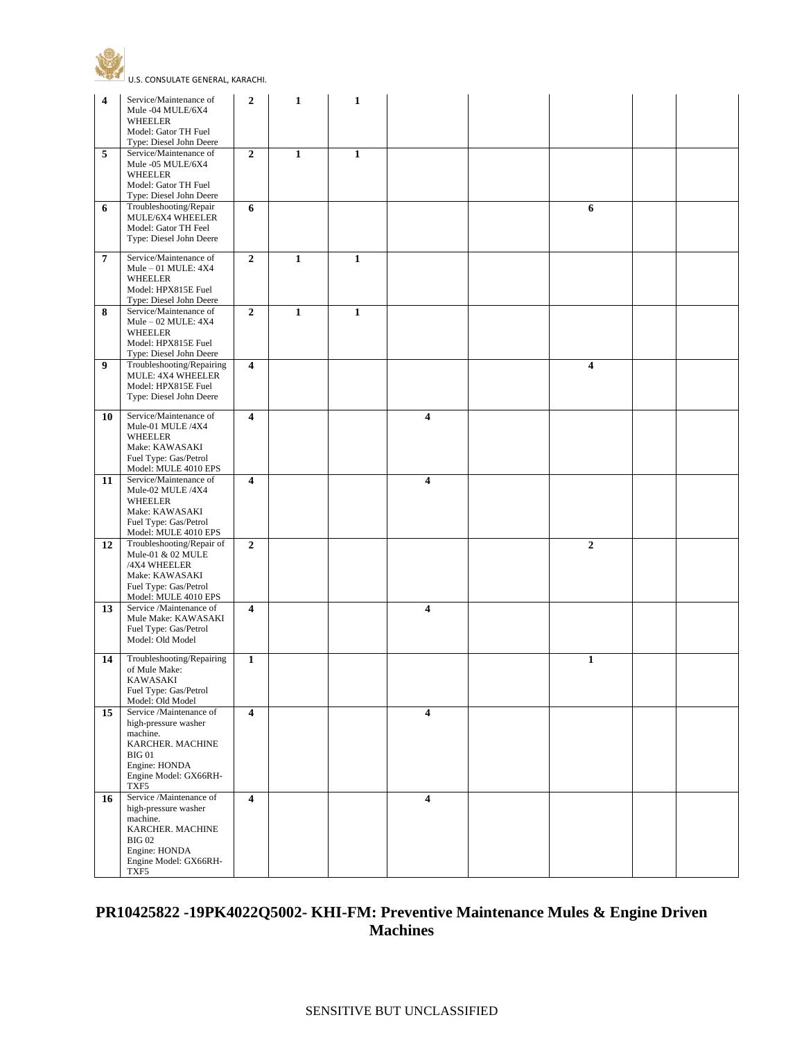| | | | | | | | | | |
|---|---|---|---|---|---|---|---|---|---|
| **4** | Service/Maintenance of Mule -04 MULE/6X4 WHEELER Model: Gator TH Fuel Type: Diesel John Deere | **2** | **1** | **1** | | | | | |
| **5** | Service/Maintenance of Mule -05 MULE/6X4 WHEELER Model: Gator TH Fuel Type: Diesel John Deere | **2** | **1** | **1** | | | | | |
| **6** | Troubleshooting/Repair MULE/6X4 WHEELER Model: Gator TH Feel Type: Diesel John Deere | **6** | | | | | **6** | | |
| **7** | Service/Maintenance of Mule – 01 MULE: 4X4 WHEELER Model: HPX815E Fuel Type: Diesel John Deere | **2** | **1** | **1** | | | | | |
| **8** | Service/Maintenance of Mule – 02 MULE: 4X4 WHEELER Model: HPX815E Fuel Type: Diesel John Deere | **2** | **1** | **1** | | | | | |
| **9** | Troubleshooting/Repairing MULE: 4X4 WHEELER Model: HPX815E Fuel Type: Diesel John Deere | **4** | | | | | **4** | | |
| **10** | Service/Maintenance of Mule-01 MULE /4X4 WHEELER Make: KAWASAKI Fuel Type: Gas/Petrol Model: MULE 4010 EPS | **4** | | | **4** | | | | |
| **11** | Service/Maintenance of Mule-02 MULE /4X4 WHEELER Make: KAWASAKI Fuel Type: Gas/Petrol Model: MULE 4010 EPS | **4** | | | **4** | | | | |
| **12** | Troubleshooting/Repair of Mule-01 & 02 MULE /4X4 WHEELER Make: KAWASAKI Fuel Type: Gas/Petrol Model: MULE 4010 EPS | **2** | | | | | **2** | | |
| **13** | Service /Maintenance of Mule Make: KAWASAKI Fuel Type: Gas/Petrol Model: Old Model | **4** | | | **4** | | | | |
| **14** | Troubleshooting/Repairing of Mule Make: KAWASAKI Fuel Type: Gas/Petrol Model: Old Model | **1** | | | | | **1** | | |
| **15** | Service /Maintenance of high-pressure washer machine. KARCHER. MACHINE BIG 01 Engine: HONDA Engine Model: GX66RH-TXF5 | **4** | | | **4** | | | | |
| **16** | Service /Maintenance of high-pressure washer machine. KARCHER. MACHINE BIG 02 Engine: HONDA Engine Model: GX66RH-TXF5 | **4** | | | **4** | | | | |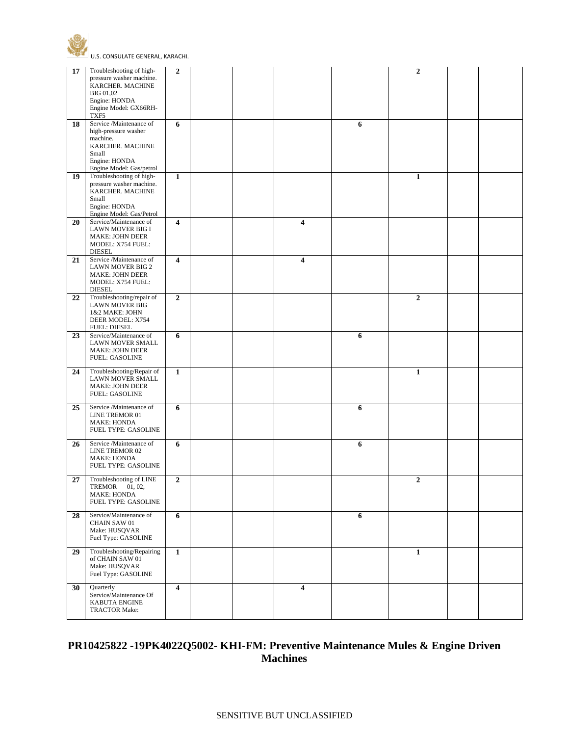| | | | | | | | | | |
|---|---|---|---|---|---|---|---|---|---|
| **17** | Troubleshooting of high-pressure washer machine. KARCHER. MACHINE BIG 01,02 Engine: HONDA Engine Model: GX66RH-TXF5 | **2** | | | | | **2** | | |
| **18** | Service /Maintenance of high-pressure washer machine. KARCHER. MACHINE Small Engine: HONDA Engine Model: Gas/petrol | **6** | | | | **6** | | | |
| **19** | Troubleshooting of high-pressure washer machine. KARCHER. MACHINE Small Engine: HONDA Engine Model: Gas/Petrol | **1** | | | | | **1** | | |
| **20** | Service/Maintenance of LAWN MOVER BIG I MAKE: JOHN DEER MODEL: X754 FUEL: DIESEL | **4** | | | **4** | | | | |
| **21** | Service /Maintenance of LAWN MOVER BIG 2 MAKE: JOHN DEER MODEL: X754 FUEL: DIESEL | **4** | | | **4** | | | | |
| **22** | Troubleshooting/repair of LAWN MOVER BIG 1&2 MAKE: JOHN DEER MODEL: X754 FUEL: DIESEL | **2** | | | | | **2** | | |
| **23** | Service/Maintenance of LAWN MOVER SMALL MAKE: JOHN DEER FUEL: GASOLINE | **6** | | | | **6** | | | |
| **24** | Troubleshooting/Repair of LAWN MOVER SMALL MAKE: JOHN DEER FUEL: GASOLINE | **1** | | | | | **1** | | |
| **25** | Service /Maintenance of LINE TREMOR 01 MAKE: HONDA FUEL TYPE: GASOLINE | **6** | | | | **6** | | | |
| **26** | Service /Maintenance of LINE TREMOR 02 MAKE: HONDA FUEL TYPE: GASOLINE | **6** | | | | **6** | | | |
| **27** | Troubleshooting of LINE TREMOR 01, 02, MAKE: HONDA FUEL TYPE: GASOLINE | **2** | | | | | **2** | | |
| **28** | Service/Maintenance of CHAIN SAW 01 Make: HUSQVAR Fuel Type: GASOLINE | **6** | | | | **6** | | | |
| **29** | Troubleshooting/Repairing of CHAIN SAW 01 Make: HUSQVAR Fuel Type: GASOLINE | **1** | | | | | **1** | | |
| **30** | Quarterly Service/Maintenance Of KABUTA ENGINE TRACTOR Make: | **4** | | | **4** | | | | |

**PR10425822 -19PK4022Q5002- KHI-FM: Preventive Maintenance Mules & Engine Driven Machines**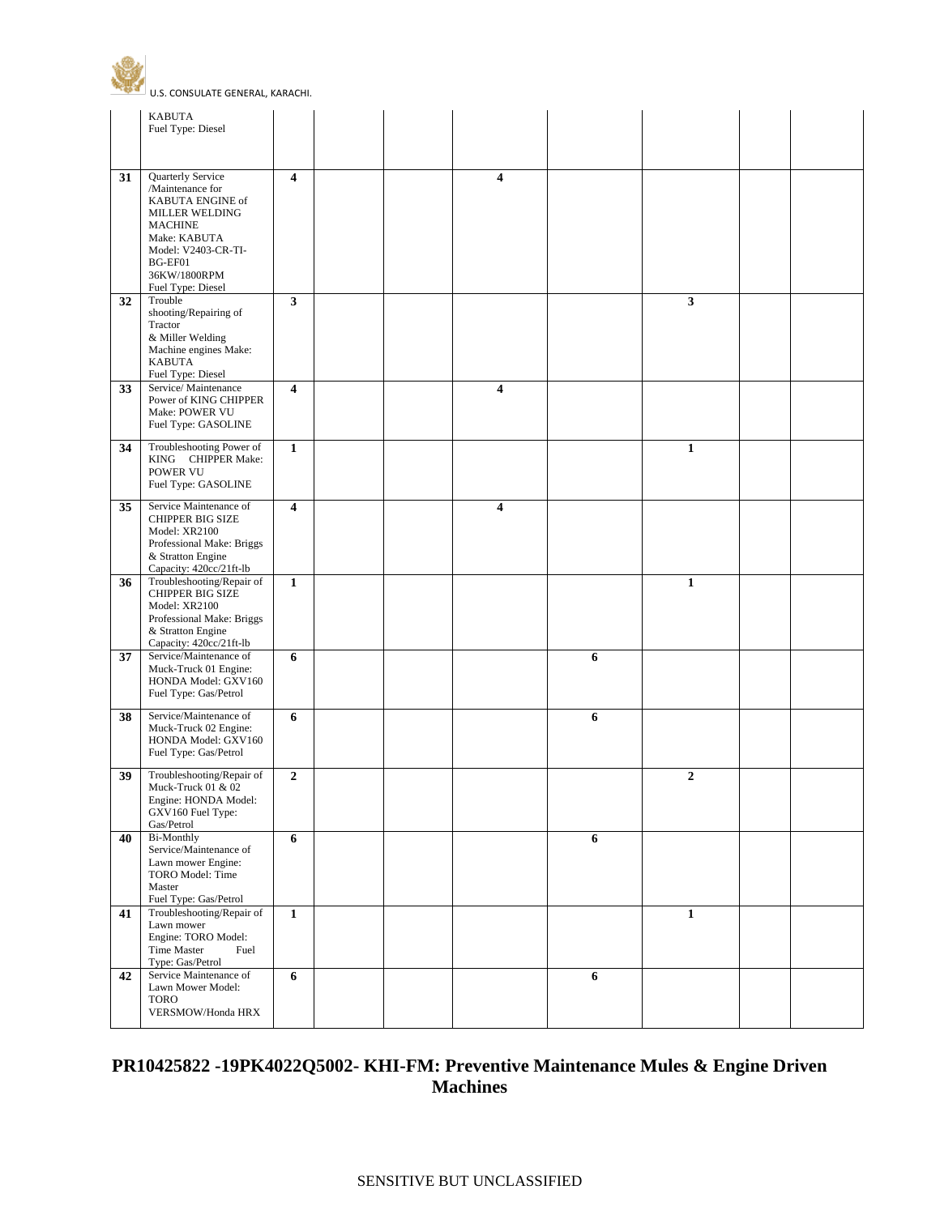| | | | | | | | | | |
|---|---|---|---|---|---|---|---|---|---|
| | KABUTA Fuel Type: Diesel | | | | | | | | |
| **31** | Quarterly Service /Maintenance for KABUTA ENGINE of MILLER WELDING MACHINE Make: KABUTA Model: V2403-CR-TI-BG-EF01 36KW/1800RPM Fuel Type: Diesel | **4** | | | **4** | | | | |
| **32** | Trouble shooting/Repairing of Tractor & Miller Welding Machine engines Make: KABUTA Fuel Type: Diesel | **3** | | | | | **3** | | |
| **33** | Service/ Maintenance Power of KING CHIPPER Make: POWER VU Fuel Type: GASOLINE | **4** | | | **4** | | | | |
| **34** | Troubleshooting Power of KING CHIPPER Make: POWER VU Fuel Type: GASOLINE | **1** | | | | | **1** | | |
| **35** | Service Maintenance of CHIPPER BIG SIZE Model: XR2100 Professional Make: Briggs & Stratton Engine Capacity: 420cc/21ft-lb | **4** | | | **4** | | | | |
| **36** | Troubleshooting/Repair of CHIPPER BIG SIZE Model: XR2100 Professional Make: Briggs & Stratton Engine Capacity: 420cc/21ft-lb | **1** | | | | | **1** | | |
| **37** | Service/Maintenance of Muck-Truck 01 Engine: HONDA Model: GXV160 Fuel Type: Gas/Petrol | **6** | | | | **6** | | | |
| **38** | Service/Maintenance of Muck-Truck 02 Engine: HONDA Model: GXV160 Fuel Type: Gas/Petrol | **6** | | | | **6** | | | |
| **39** | Troubleshooting/Repair of Muck-Truck 01 & 02 Engine: HONDA Model: GXV160 Fuel Type: Gas/Petrol | **2** | | | | | **2** | | |
| **40** | Bi-Monthly Service/Maintenance of Lawn mower Engine: TORO Model: Time Master Fuel Type: Gas/Petrol | **6** | | | | **6** | | | |
| **41** | Troubleshooting/Repair of Lawn mower Engine: TORO Model: Time Master Fuel Type: Gas/Petrol | **1** | | | | | **1** | | |
| **42** | Service Maintenance of Lawn Mower Model: TORO VERSMOW/Honda HRX | **6** | | | | **6** | | | |

**PR10425822 -19PK4022Q5002- KHI-FM: Preventive Maintenance Mules & Engine Driven Machines**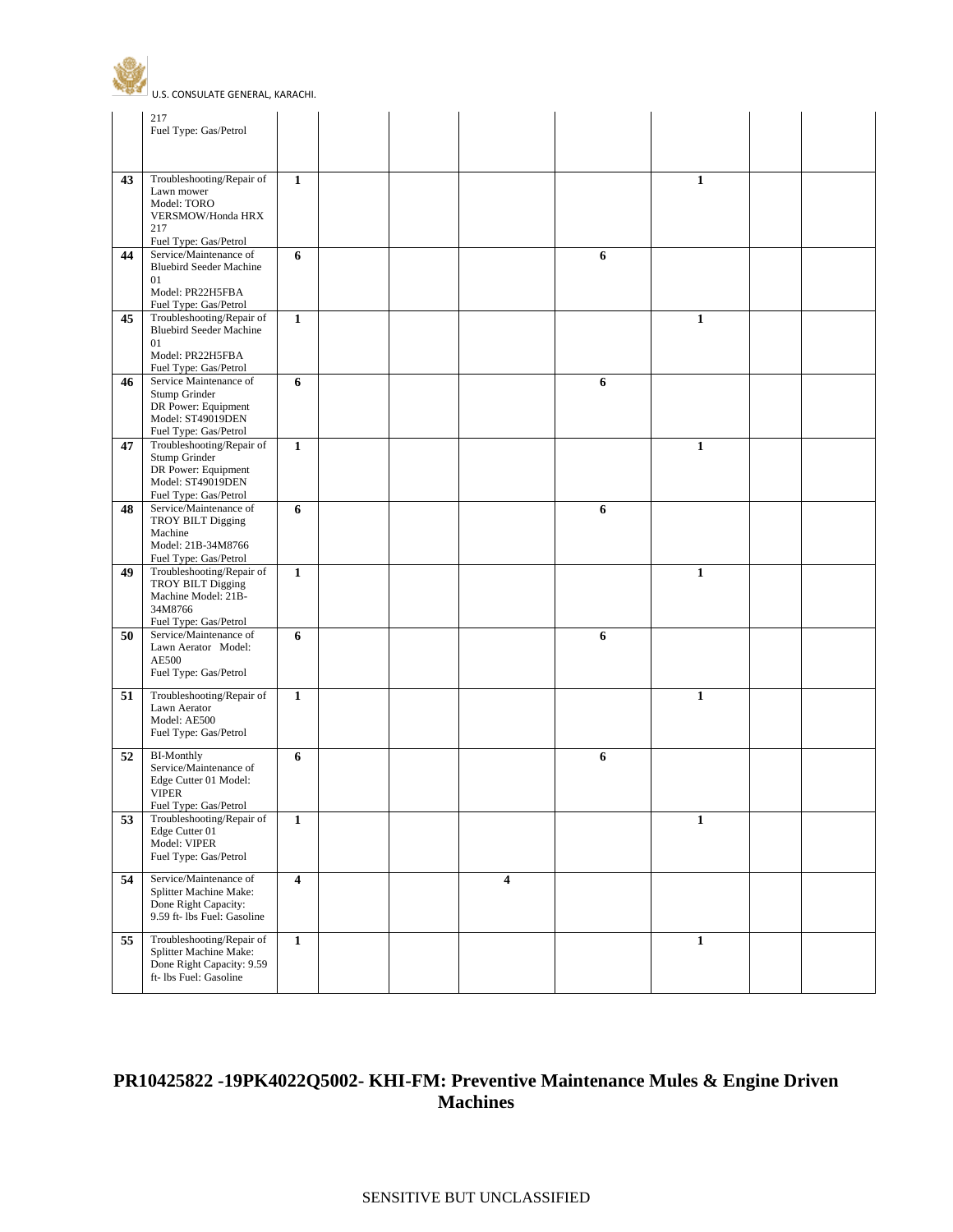| | | | | | | | | | |
|---|---|---|---|---|---|---|---|---|---|
| | 217<br>Fuel Type: Gas/Petrol | | | | | | | | |
| **43** | Troubleshooting/Repair of Lawn mower<br>Model: TORO VERSMOW/Honda HRX 217<br>Fuel Type: Gas/Petrol | **1** | | | | | **1** | | |
| **44** | Service/Maintenance of Bluebird Seeder Machine 01<br>Model: PR22H5FBA<br>Fuel Type: Gas/Petrol | **6** | | | | **6** | | | |
| **45** | Troubleshooting/Repair of Bluebird Seeder Machine 01<br>Model: PR22H5FBA<br>Fuel Type: Gas/Petrol | **1** | | | | | **1** | | |
| **46** | Service Maintenance of Stump Grinder<br>DR Power: Equipment<br>Model: ST49019DEN<br>Fuel Type: Gas/Petrol | **6** | | | | **6** | | | |
| **47** | Troubleshooting/Repair of Stump Grinder<br>DR Power: Equipment<br>Model: ST49019DEN<br>Fuel Type: Gas/Petrol | **1** | | | | | **1** | | |
| **48** | Service/Maintenance of TROY BILT Digging Machine<br>Model: 21B-34M8766<br>Fuel Type: Gas/Petrol | **6** | | | | **6** | | | |
| **49** | Troubleshooting/Repair of TROY BILT Digging Machine Model: 21B-34M8766<br>Fuel Type: Gas/Petrol | **1** | | | | | **1** | | |
| **50** | Service/Maintenance of Lawn Aerator Model: AE500<br>Fuel Type: Gas/Petrol | **6** | | | | **6** | | | |
| **51** | Troubleshooting/Repair of Lawn Aerator<br>Model: AE500<br>Fuel Type: Gas/Petrol | **1** | | | | | **1** | | |
| **52** | BI-Monthly Service/Maintenance of Edge Cutter 01 Model: VIPER<br>Fuel Type: Gas/Petrol | **6** | | | | **6** | | | |
| **53** | Troubleshooting/Repair of Edge Cutter 01<br>Model: VIPER<br>Fuel Type: Gas/Petrol | **1** | | | | | **1** | | |
| **54** | Service/Maintenance of Splitter Machine Make: Done Right Capacity: 9.59 ft- lbs Fuel: Gasoline | **4** | | | **4** | | | | |
| **55** | Troubleshooting/Repair of Splitter Machine Make: Done Right Capacity: 9.59 ft- lbs Fuel: Gasoline | **1** | | | | | **1** | | |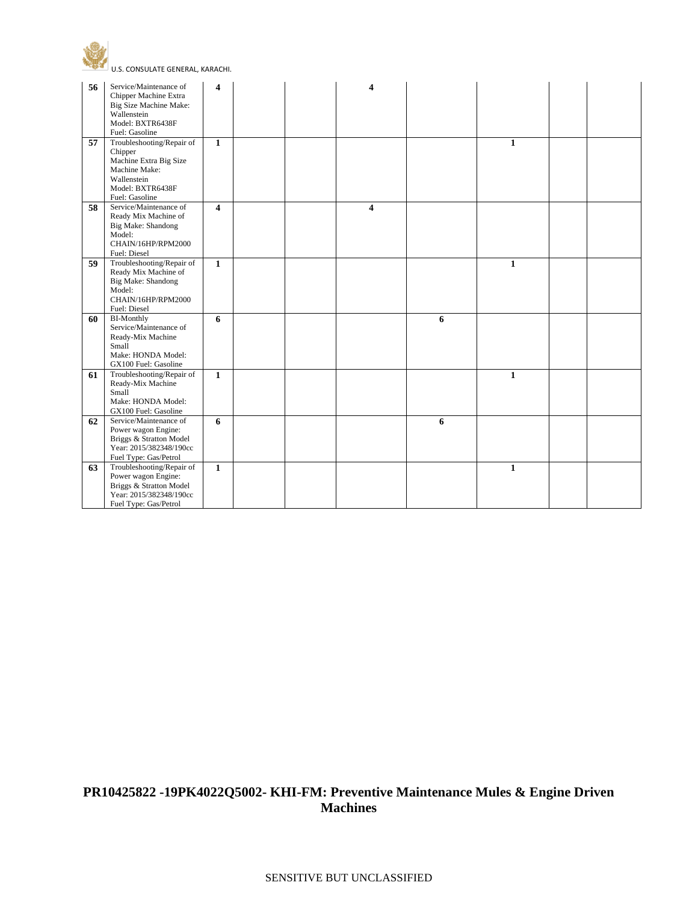| | | | | | | | | | |
|---|---|---|---|---|---|---|---|---|---|
| **56** | Service/Maintenance of Chipper Machine Extra Big Size Machine Make: Wallenstein Model: BXTR6438F Fuel: Gasoline | **4** | | | **4** | | | | |
| **57** | Troubleshooting/Repair of Chipper Machine Extra Big Size Machine Make: Wallenstein Model: BXTR6438F Fuel: Gasoline | **1** | | | | | **1** | | |
| **58** | Service/Maintenance of Ready Mix Machine of Big Make: Shandong Model: CHAIN/16HP/RPM2000 Fuel: Diesel | **4** | | | **4** | | | | |
| **59** | Troubleshooting/Repair of Ready Mix Machine of Big Make: Shandong Model: CHAIN/16HP/RPM2000 Fuel: Diesel | **1** | | | | | **1** | | |
| **60** | BI-Monthly Service/Maintenance of Ready-Mix Machine Small Make: HONDA Model: GX100 Fuel: Gasoline | **6** | | | | **6** | | | |
| **61** | Troubleshooting/Repair of Ready-Mix Machine Small Make: HONDA Model: GX100 Fuel: Gasoline | **1** | | | | | **1** | | |
| **62** | Service/Maintenance of Power wagon Engine: Briggs & Stratton Model Year: 2015/382348/190cc Fuel Type: Gas/Petrol | **6** | | | | **6** | | | |
| **63** | Troubleshooting/Repair of Power wagon Engine: Briggs & Stratton Model Year: 2015/382348/190cc Fuel Type: Gas/Petrol | **1** | | | | | **1** | | |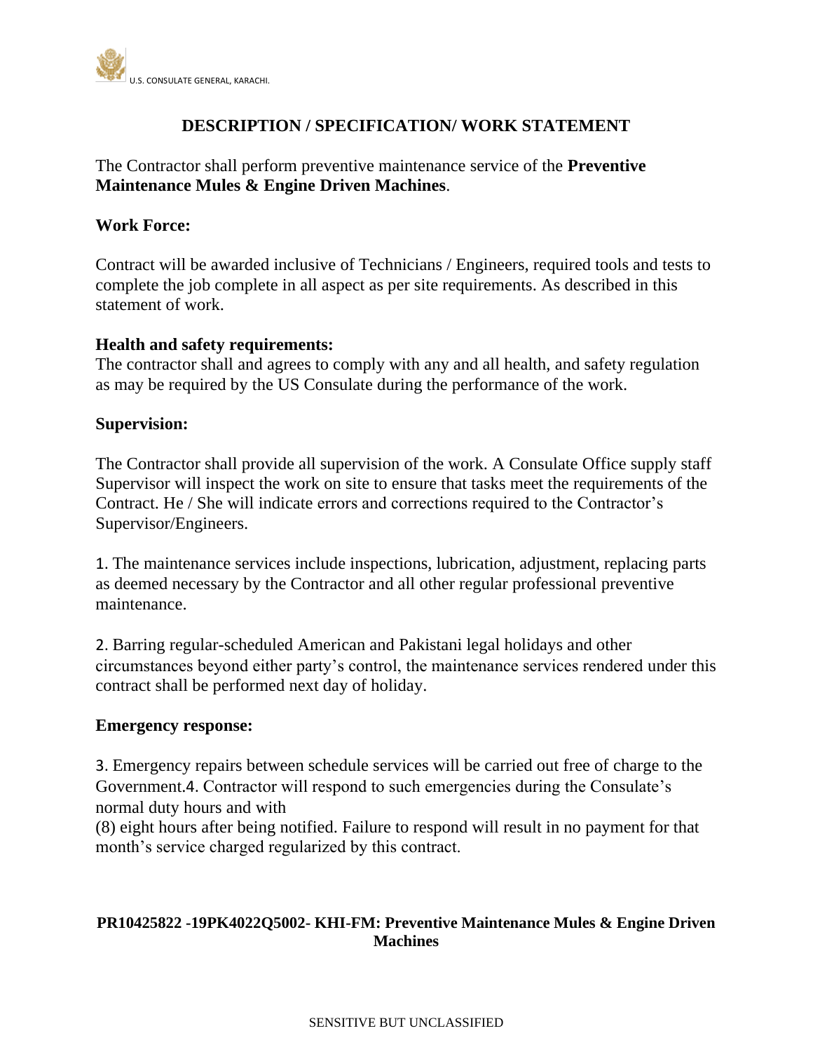# DESCRIPTION / SPECIFICATION/ WORK STATEMENT

The Contractor shall perform preventive maintenance service of the **Preventive Maintenance Mules & Engine Driven Machines**.

**Work Force:**

Contract will be awarded inclusive of Technicians / Engineers, required tools and tests to complete the job complete in all aspect as per site requirements. As described in this statement of work.

**Health and safety requirements:**
The contractor shall and agrees to comply with any and all health, and safety regulation as may be required by the US Consulate during the performance of the work.

**Supervision:**

The Contractor shall provide all supervision of the work. A Consulate Office supply staff Supervisor will inspect the work on site to ensure that tasks meet the requirements of the Contract. He / She will indicate errors and corrections required to the Contractor's Supervisor/Engineers.

1. The maintenance services include inspections, lubrication, adjustment, replacing parts as deemed necessary by the Contractor and all other regular professional preventive maintenance.

2. Barring regular-scheduled American and Pakistani legal holidays and other circumstances beyond either party's control, the maintenance services rendered under this contract shall be performed next day of holiday.

**Emergency response:**

3. Emergency repairs between schedule services will be carried out free of charge to the Government.4. Contractor will respond to such emergencies during the Consulate's normal duty hours and with
(8) eight hours after being notified. Failure to respond will result in no payment for that month's service charged regularized by this contract.

**PR10425822 -19PK4022Q5002- KHI-FM: Preventive Maintenance Mules & Engine Driven Machines**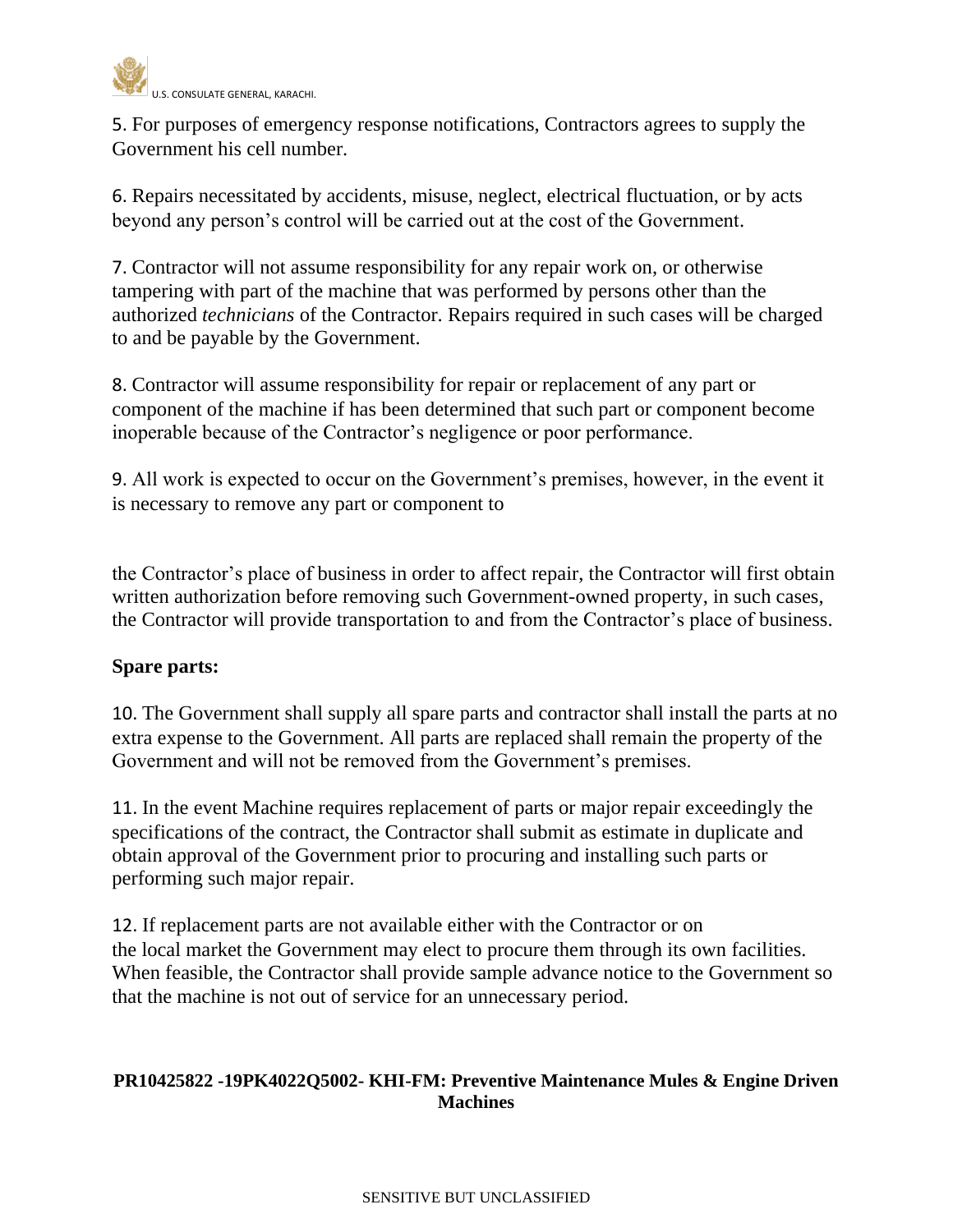5. For purposes of emergency response notifications, Contractors agrees to supply the Government his cell number.

6. Repairs necessitated by accidents, misuse, neglect, electrical fluctuation, or by acts beyond any person's control will be carried out at the cost of the Government.

7. Contractor will not assume responsibility for any repair work on, or otherwise tampering with part of the machine that was performed by persons other than the authorized *technicians* of the Contractor. Repairs required in such cases will be charged to and be payable by the Government.

8. Contractor will assume responsibility for repair or replacement of any part or component of the machine if has been determined that such part or component become inoperable because of the Contractor's negligence or poor performance.

9. All work is expected to occur on the Government's premises, however, in the event it is necessary to remove any part or component to

the Contractor's place of business in order to affect repair, the Contractor will first obtain written authorization before removing such Government-owned property, in such cases, the Contractor will provide transportation to and from the Contractor's place of business.

**Spare parts:**

10. The Government shall supply all spare parts and contractor shall install the parts at no extra expense to the Government. All parts are replaced shall remain the property of the Government and will not be removed from the Government's premises.

11. In the event Machine requires replacement of parts or major repair exceedingly the specifications of the contract, the Contractor shall submit as estimate in duplicate and obtain approval of the Government prior to procuring and installing such parts or performing such major repair.

12. If replacement parts are not available either with the Contractor or on the local market the Government may elect to procure them through its own facilities. When feasible, the Contractor shall provide sample advance notice to the Government so that the machine is not out of service for an unnecessary period.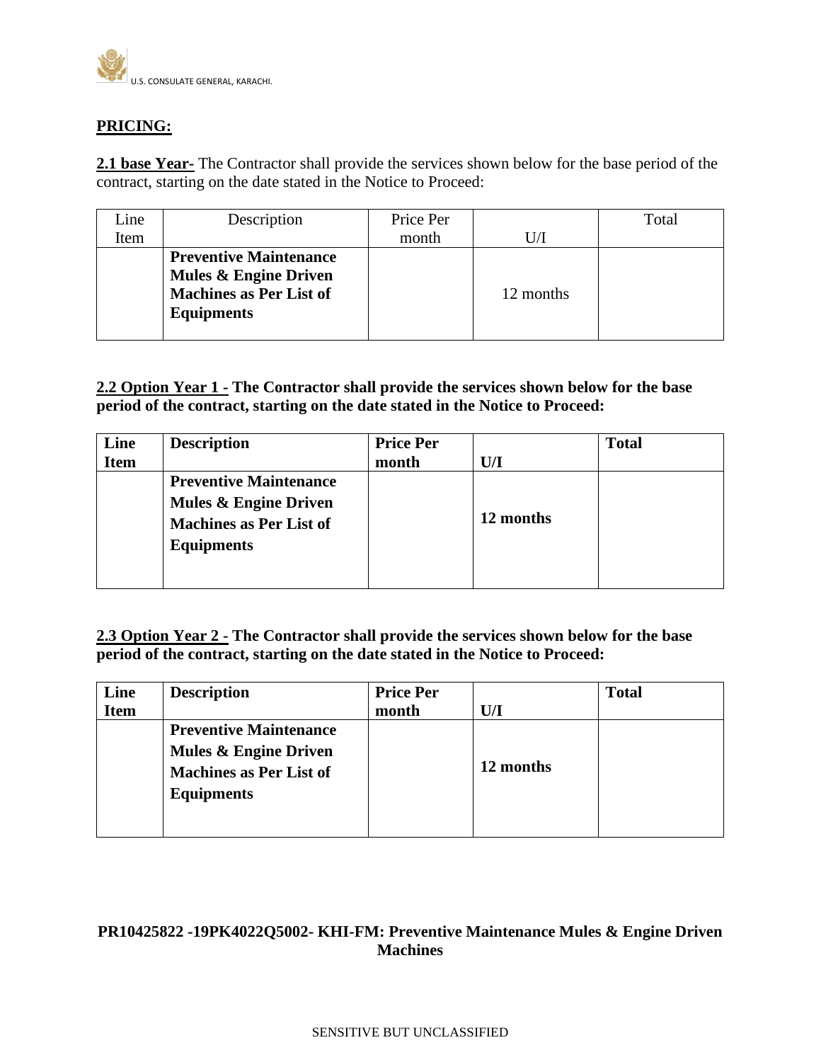## PRICING:

**2.1 base Year-** The Contractor shall provide the services shown below for the base period of the contract, starting on the date stated in the Notice to Proceed:

| Line Item | Description | Price Per month | U/I | Total |
|---|---|---|---|---|
| | **Preventive Maintenance Mules & Engine Driven Machines as Per List of Equipments** | | 12 months | |

**2.2 Option Year 1 - The Contractor shall provide the services shown below for the base period of the contract, starting on the date stated in the Notice to Proceed:**

| **Line Item** | **Description** | **Price Per month** | **U/I** | **Total** |
|---|---|---|---|---|
| | **Preventive Maintenance Mules & Engine Driven Machines as Per List of Equipments** | | **12 months** | |

**2.3 Option Year 2 - The Contractor shall provide the services shown below for the base period of the contract, starting on the date stated in the Notice to Proceed:**

| **Line Item** | **Description** | **Price Per month** | **U/I** | **Total** |
|---|---|---|---|---|
| | **Preventive Maintenance Mules & Engine Driven Machines as Per List of Equipments** | | **12 months** | |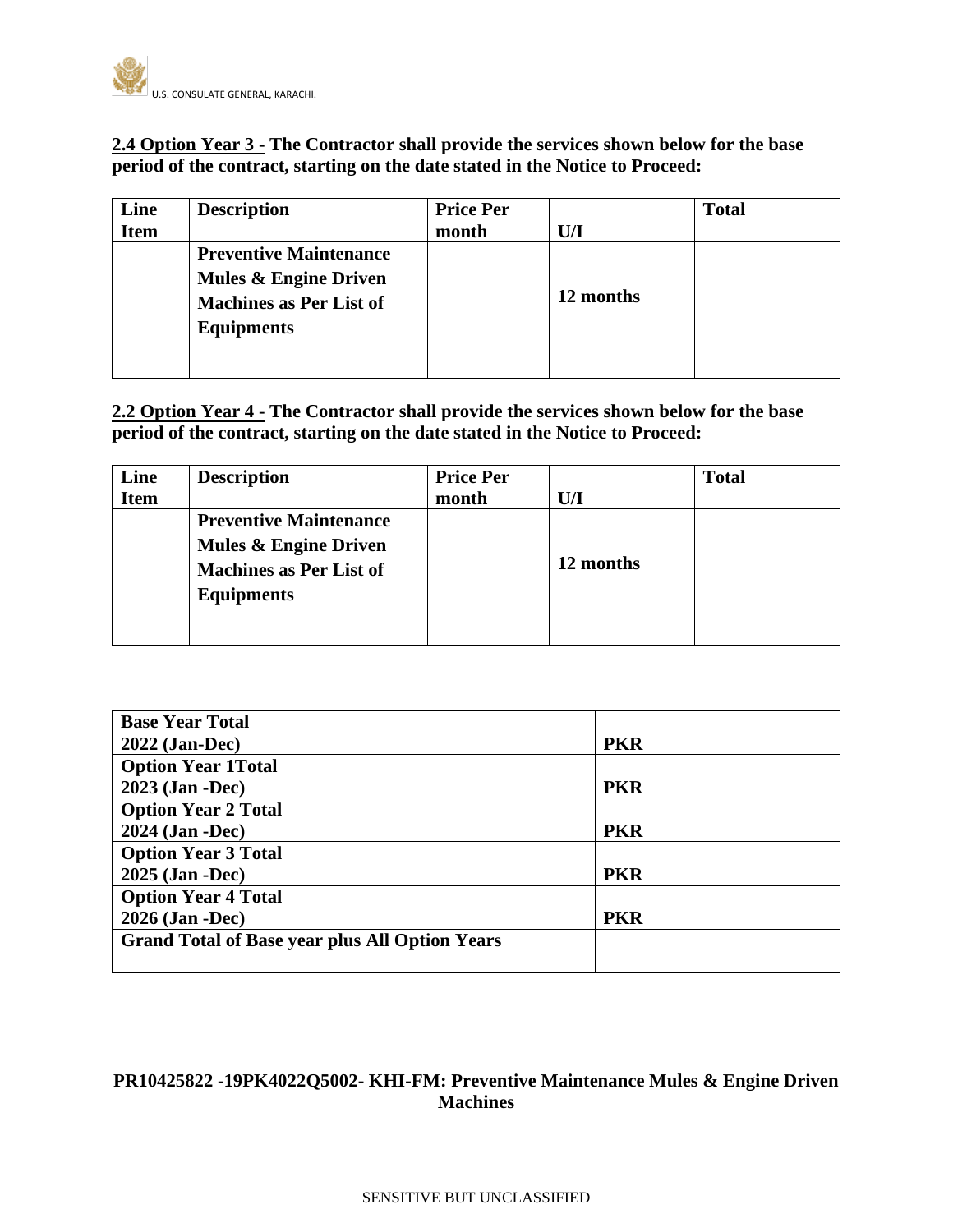**2.4 Option Year 3 - The Contractor shall provide the services shown below for the base period of the contract, starting on the date stated in the Notice to Proceed:**

| Line Item | Description | Price Per month | U/I | Total |
|---|---|---|---|---|
| | **Preventive Maintenance Mules & Engine Driven Machines as Per List of Equipments** | | **12 months** | |

**2.2 Option Year 4 - The Contractor shall provide the services shown below for the base period of the contract, starting on the date stated in the Notice to Proceed:**

| Line Item | Description | Price Per month | U/I | Total |
|---|---|---|---|---|
| | **Preventive Maintenance Mules & Engine Driven Machines as Per List of Equipments** | | **12 months** | |

| | |
|---|---|
| **Base Year Total 2022 (Jan-Dec)** | **PKR** |
| **Option Year 1Total 2023 (Jan -Dec)** | **PKR** |
| **Option Year 2 Total 2024 (Jan -Dec)** | **PKR** |
| **Option Year 3 Total 2025 (Jan -Dec)** | **PKR** |
| **Option Year 4 Total 2026 (Jan -Dec)** | **PKR** |
| **Grand Total of Base year plus All Option Years** | |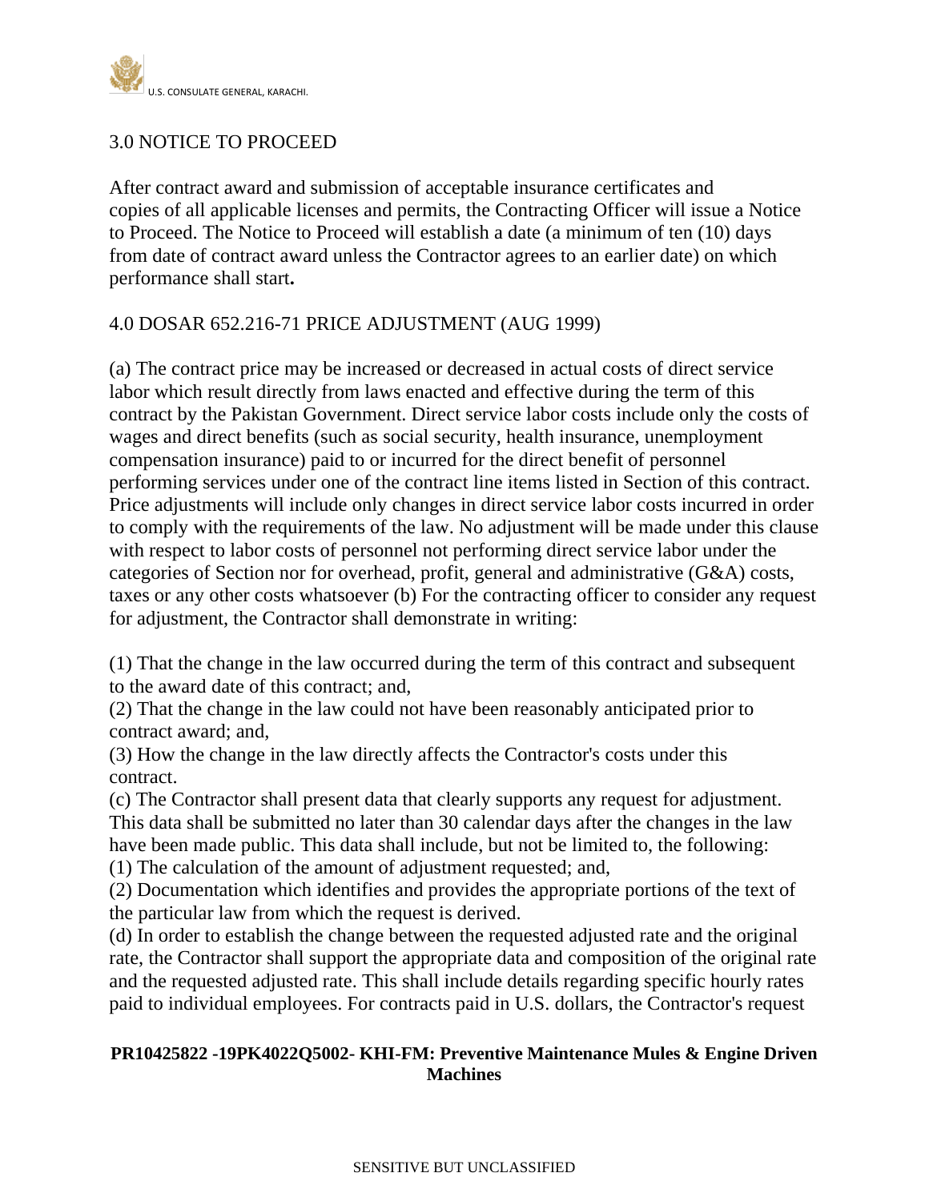## 3.0 NOTICE TO PROCEED

After contract award and submission of acceptable insurance certificates and copies of all applicable licenses and permits, the Contracting Officer will issue a Notice to Proceed. The Notice to Proceed will establish a date (a minimum of ten (10) days from date of contract award unless the Contractor agrees to an earlier date) on which performance shall start**.**

## 4.0 DOSAR 652.216-71 PRICE ADJUSTMENT (AUG 1999)

(a) The contract price may be increased or decreased in actual costs of direct service labor which result directly from laws enacted and effective during the term of this contract by the Pakistan Government. Direct service labor costs include only the costs of wages and direct benefits (such as social security, health insurance, unemployment compensation insurance) paid to or incurred for the direct benefit of personnel performing services under one of the contract line items listed in Section of this contract. Price adjustments will include only changes in direct service labor costs incurred in order to comply with the requirements of the law. No adjustment will be made under this clause with respect to labor costs of personnel not performing direct service labor under the categories of Section nor for overhead, profit, general and administrative (G&A) costs, taxes or any other costs whatsoever (b) For the contracting officer to consider any request for adjustment, the Contractor shall demonstrate in writing:

(1) That the change in the law occurred during the term of this contract and subsequent to the award date of this contract; and,
(2) That the change in the law could not have been reasonably anticipated prior to contract award; and,
(3) How the change in the law directly affects the Contractor's costs under this contract.
(c) The Contractor shall present data that clearly supports any request for adjustment. This data shall be submitted no later than 30 calendar days after the changes in the law have been made public. This data shall include, but not be limited to, the following:
(1) The calculation of the amount of adjustment requested; and,
(2) Documentation which identifies and provides the appropriate portions of the text of the particular law from which the request is derived.
(d) In order to establish the change between the requested adjusted rate and the original rate, the Contractor shall support the appropriate data and composition of the original rate and the requested adjusted rate. This shall include details regarding specific hourly rates paid to individual employees. For contracts paid in U.S. dollars, the Contractor's request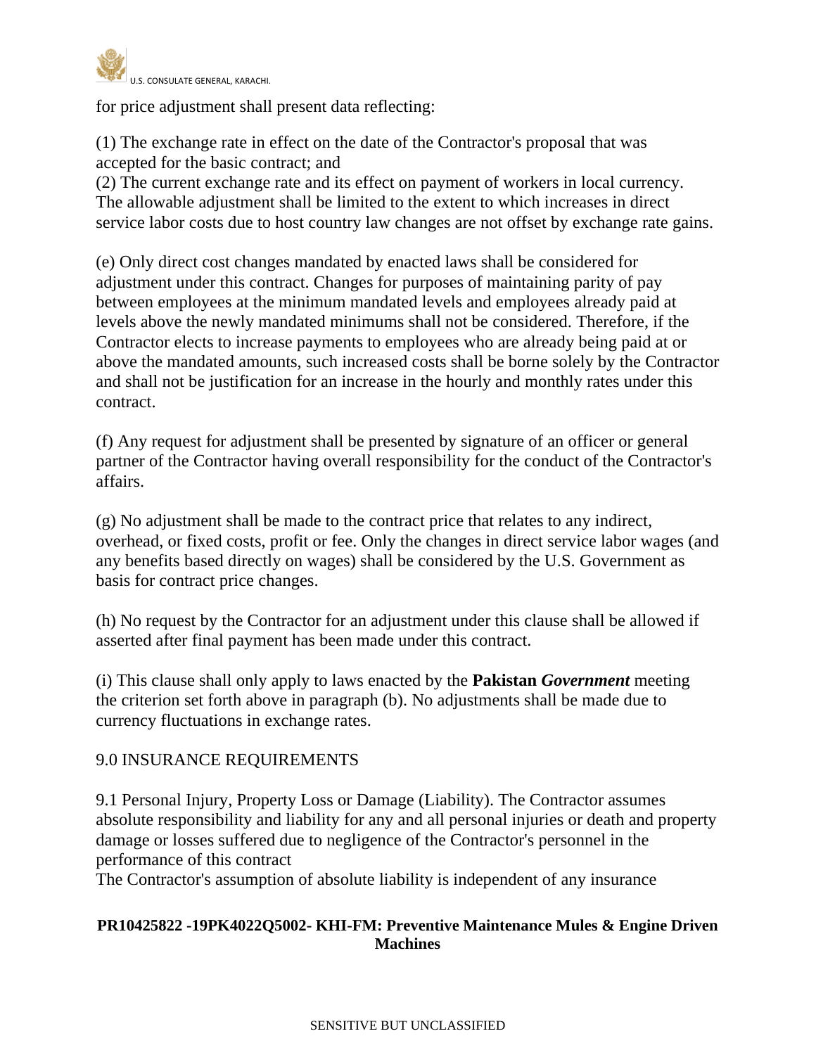for price adjustment shall present data reflecting:

(1) The exchange rate in effect on the date of the Contractor's proposal that was accepted for the basic contract; and
(2) The current exchange rate and its effect on payment of workers in local currency. The allowable adjustment shall be limited to the extent to which increases in direct service labor costs due to host country law changes are not offset by exchange rate gains.

(e) Only direct cost changes mandated by enacted laws shall be considered for adjustment under this contract. Changes for purposes of maintaining parity of pay between employees at the minimum mandated levels and employees already paid at levels above the newly mandated minimums shall not be considered. Therefore, if the Contractor elects to increase payments to employees who are already being paid at or above the mandated amounts, such increased costs shall be borne solely by the Contractor and shall not be justification for an increase in the hourly and monthly rates under this contract.

(f) Any request for adjustment shall be presented by signature of an officer or general partner of the Contractor having overall responsibility for the conduct of the Contractor's affairs.

(g) No adjustment shall be made to the contract price that relates to any indirect, overhead, or fixed costs, profit or fee. Only the changes in direct service labor wages (and any benefits based directly on wages) shall be considered by the U.S. Government as basis for contract price changes.

(h) No request by the Contractor for an adjustment under this clause shall be allowed if asserted after final payment has been made under this contract.

(i) This clause shall only apply to laws enacted by the **Pakistan *Government*** meeting the criterion set forth above in paragraph (b). No adjustments shall be made due to currency fluctuations in exchange rates.

## 9.0 INSURANCE REQUIREMENTS

9.1 Personal Injury, Property Loss or Damage (Liability). The Contractor assumes absolute responsibility and liability for any and all personal injuries or death and property damage or losses suffered due to negligence of the Contractor's personnel in the performance of this contract
The Contractor's assumption of absolute liability is independent of any insurance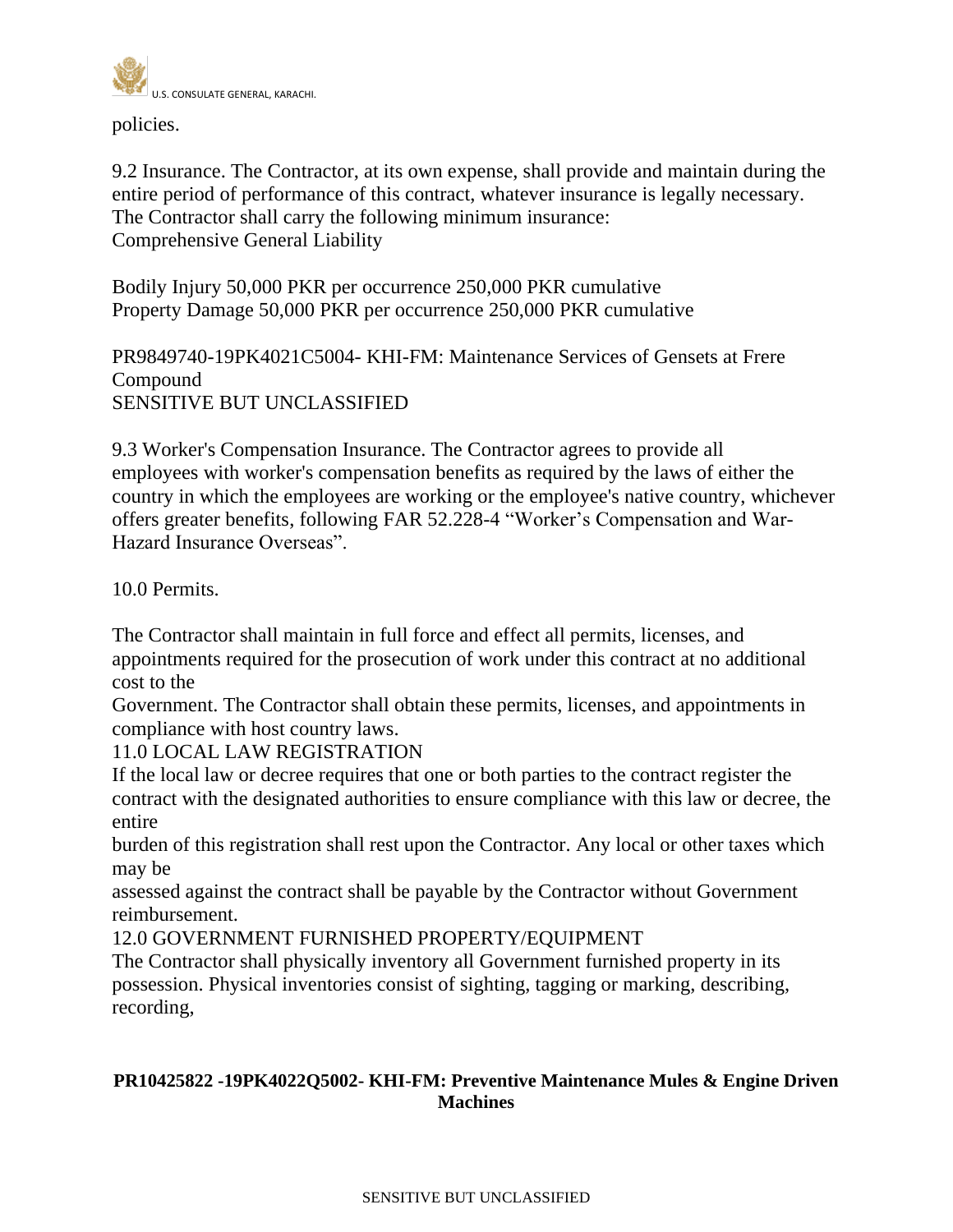policies.

9.2 Insurance. The Contractor, at its own expense, shall provide and maintain during the entire period of performance of this contract, whatever insurance is legally necessary. The Contractor shall carry the following minimum insurance:
Comprehensive General Liability

Bodily Injury 50,000 PKR per occurrence 250,000 PKR cumulative
Property Damage 50,000 PKR per occurrence 250,000 PKR cumulative

PR9849740-19PK4021C5004- KHI-FM: Maintenance Services of Gensets at Frere Compound
SENSITIVE BUT UNCLASSIFIED

9.3 Worker's Compensation Insurance. The Contractor agrees to provide all employees with worker's compensation benefits as required by the laws of either the country in which the employees are working or the employee's native country, whichever offers greater benefits, following FAR 52.228-4 "Worker's Compensation and War-Hazard Insurance Overseas".

10.0 Permits.

The Contractor shall maintain in full force and effect all permits, licenses, and appointments required for the prosecution of work under this contract at no additional cost to the Government. The Contractor shall obtain these permits, licenses, and appointments in compliance with host country laws.

11.0 LOCAL LAW REGISTRATION

If the local law or decree requires that one or both parties to the contract register the contract with the designated authorities to ensure compliance with this law or decree, the entire burden of this registration shall rest upon the Contractor. Any local or other taxes which may be assessed against the contract shall be payable by the Contractor without Government reimbursement.

12.0 GOVERNMENT FURNISHED PROPERTY/EQUIPMENT

The Contractor shall physically inventory all Government furnished property in its possession. Physical inventories consist of sighting, tagging or marking, describing, recording,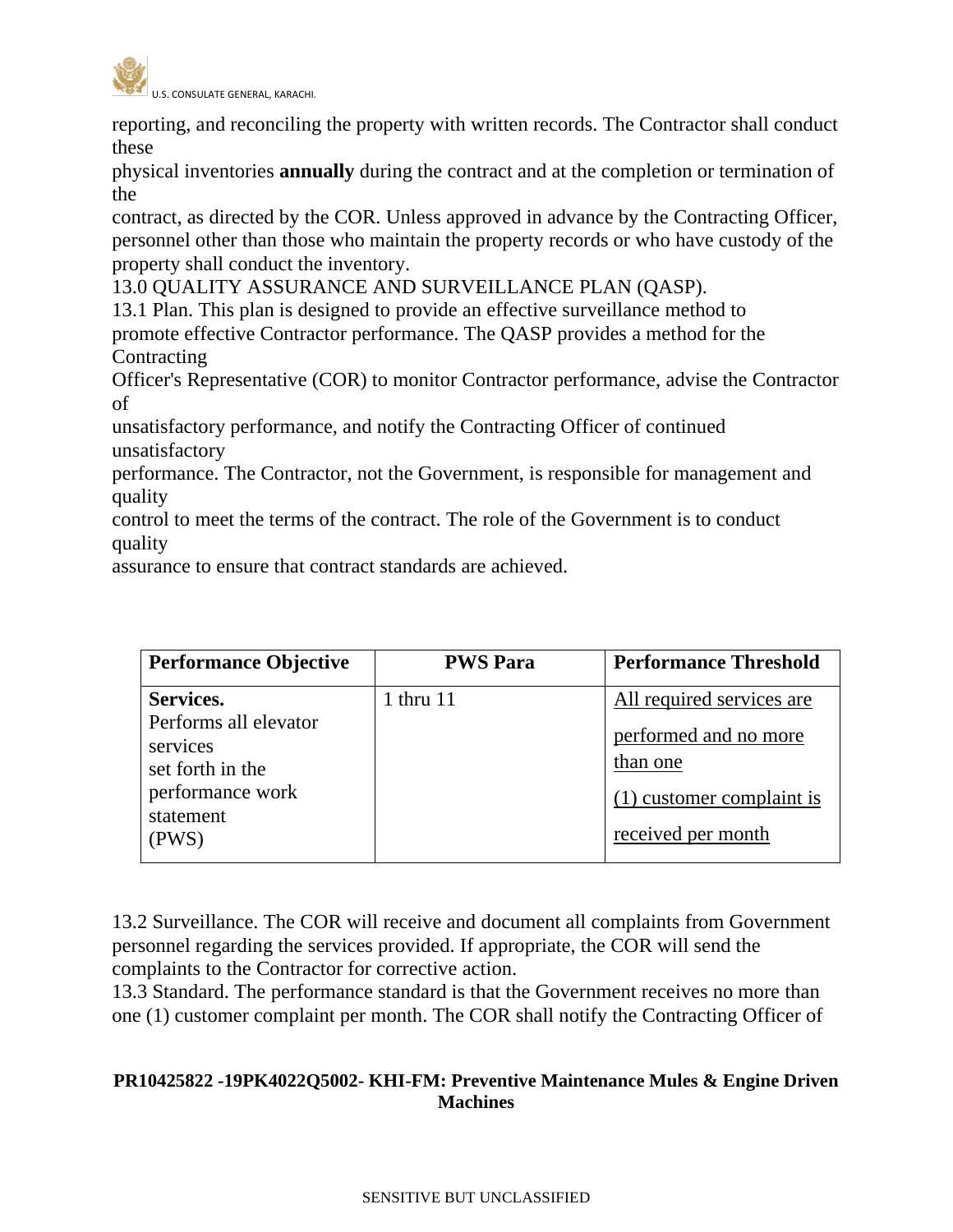reporting, and reconciling the property with written records. The Contractor shall conduct these physical inventories **annually** during the contract and at the completion or termination of the contract, as directed by the COR. Unless approved in advance by the Contracting Officer, personnel other than those who maintain the property records or who have custody of the property shall conduct the inventory.

13.0 QUALITY ASSURANCE AND SURVEILLANCE PLAN (QASP).

13.1 Plan. This plan is designed to provide an effective surveillance method to promote effective Contractor performance. The QASP provides a method for the Contracting Officer's Representative (COR) to monitor Contractor performance, advise the Contractor of unsatisfactory performance, and notify the Contracting Officer of continued unsatisfactory performance. The Contractor, not the Government, is responsible for management and quality control to meet the terms of the contract. The role of the Government is to conduct quality assurance to ensure that contract standards are achieved.

| **Performance Objective** | **PWS Para** | **Performance Threshold** |
|---|---|---|
| **Services.** Performs all elevator services set forth in the performance work statement (PWS) | 1 thru 11 | All required services are performed and no more than one (1) customer complaint is received per month |

13.2 Surveillance. The COR will receive and document all complaints from Government personnel regarding the services provided. If appropriate, the COR will send the complaints to the Contractor for corrective action.

13.3 Standard. The performance standard is that the Government receives no more than one (1) customer complaint per month. The COR shall notify the Contracting Officer of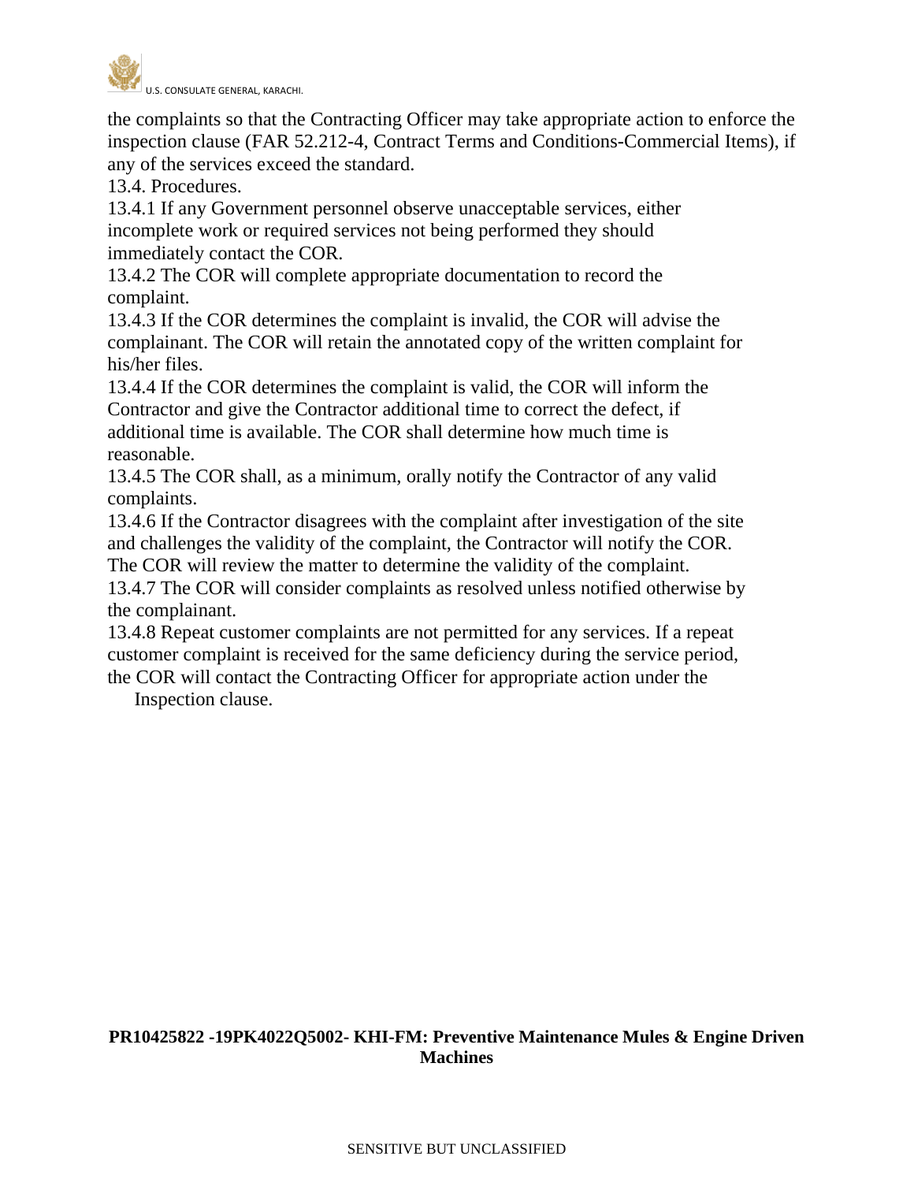the complaints so that the Contracting Officer may take appropriate action to enforce the inspection clause (FAR 52.212-4, Contract Terms and Conditions-Commercial Items), if any of the services exceed the standard.

13.4. Procedures.

13.4.1 If any Government personnel observe unacceptable services, either incomplete work or required services not being performed they should immediately contact the COR.

13.4.2 The COR will complete appropriate documentation to record the complaint.

13.4.3 If the COR determines the complaint is invalid, the COR will advise the complainant. The COR will retain the annotated copy of the written complaint for his/her files.

13.4.4 If the COR determines the complaint is valid, the COR will inform the Contractor and give the Contractor additional time to correct the defect, if additional time is available. The COR shall determine how much time is reasonable.

13.4.5 The COR shall, as a minimum, orally notify the Contractor of any valid complaints.

13.4.6 If the Contractor disagrees with the complaint after investigation of the site and challenges the validity of the complaint, the Contractor will notify the COR. The COR will review the matter to determine the validity of the complaint.

13.4.7 The COR will consider complaints as resolved unless notified otherwise by the complainant.

13.4.8 Repeat customer complaints are not permitted for any services. If a repeat customer complaint is received for the same deficiency during the service period, the COR will contact the Contracting Officer for appropriate action under the Inspection clause.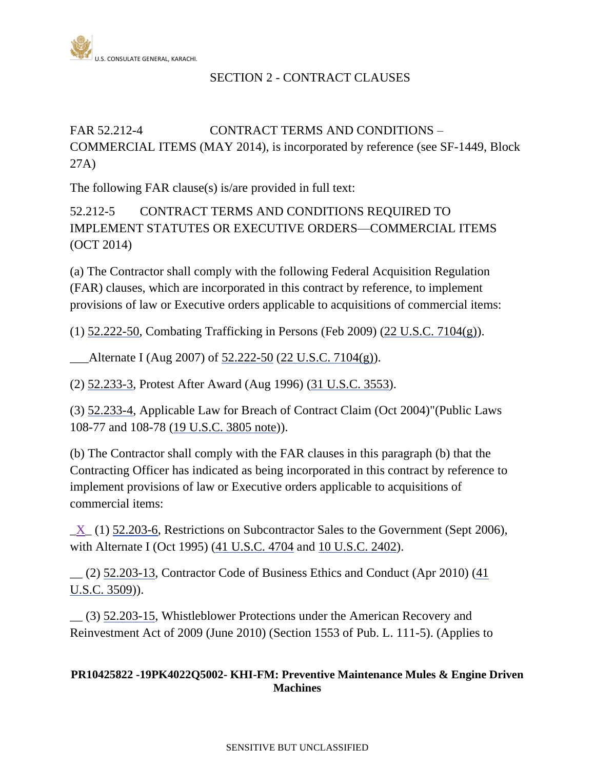## SECTION 2 - CONTRACT CLAUSES

FAR 52.212-4 CONTRACT TERMS AND CONDITIONS – COMMERCIAL ITEMS (MAY 2014), is incorporated by reference (see SF-1449, Block 27A)

The following FAR clause(s) is/are provided in full text:

52.212-5 CONTRACT TERMS AND CONDITIONS REQUIRED TO IMPLEMENT STATUTES OR EXECUTIVE ORDERS—COMMERCIAL ITEMS (OCT 2014)

(a) The Contractor shall comply with the following Federal Acquisition Regulation (FAR) clauses, which are incorporated in this contract by reference, to implement provisions of law or Executive orders applicable to acquisitions of commercial items:

(1) 52.222-50, Combating Trafficking in Persons (Feb 2009) (22 U.S.C. 7104(g)).

___Alternate I (Aug 2007) of 52.222-50 (22 U.S.C. 7104(g)).

(2) 52.233-3, Protest After Award (Aug 1996) (31 U.S.C. 3553).

(3) 52.233-4, Applicable Law for Breach of Contract Claim (Oct 2004)"(Public Laws 108-77 and 108-78 (19 U.S.C. 3805 note)).

(b) The Contractor shall comply with the FAR clauses in this paragraph (b) that the Contracting Officer has indicated as being incorporated in this contract by reference to implement provisions of law or Executive orders applicable to acquisitions of commercial items:

_X_ (1) 52.203-6, Restrictions on Subcontractor Sales to the Government (Sept 2006), with Alternate I (Oct 1995) (41 U.S.C. 4704 and 10 U.S.C. 2402).

__ (2) 52.203-13, Contractor Code of Business Ethics and Conduct (Apr 2010) (41 U.S.C. 3509)).

__ (3) 52.203-15, Whistleblower Protections under the American Recovery and Reinvestment Act of 2009 (June 2010) (Section 1553 of Pub. L. 111-5). (Applies to

**PR10425822 -19PK4022Q5002- KHI-FM: Preventive Maintenance Mules & Engine Driven Machines**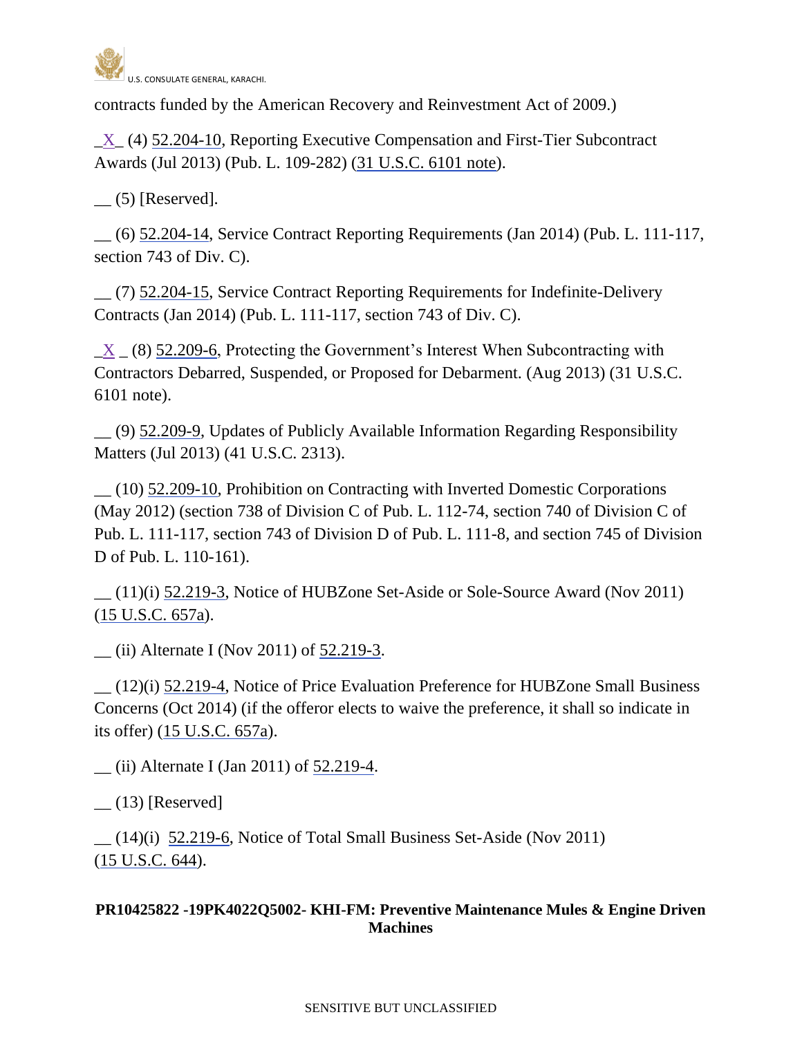contracts funded by the American Recovery and Reinvestment Act of 2009.)

_X_ (4) 52.204-10, Reporting Executive Compensation and First-Tier Subcontract Awards (Jul 2013) (Pub. L. 109-282) (31 U.S.C. 6101 note).

__ (5) [Reserved].

__ (6) 52.204-14, Service Contract Reporting Requirements (Jan 2014) (Pub. L. 111-117, section 743 of Div. C).

__ (7) 52.204-15, Service Contract Reporting Requirements for Indefinite-Delivery Contracts (Jan 2014) (Pub. L. 111-117, section 743 of Div. C).

_X _ (8) 52.209-6, Protecting the Government's Interest When Subcontracting with Contractors Debarred, Suspended, or Proposed for Debarment. (Aug 2013) (31 U.S.C. 6101 note).

__ (9) 52.209-9, Updates of Publicly Available Information Regarding Responsibility Matters (Jul 2013) (41 U.S.C. 2313).

__ (10) 52.209-10, Prohibition on Contracting with Inverted Domestic Corporations (May 2012) (section 738 of Division C of Pub. L. 112-74, section 740 of Division C of Pub. L. 111-117, section 743 of Division D of Pub. L. 111-8, and section 745 of Division D of Pub. L. 110-161).

__ (11)(i) 52.219-3, Notice of HUBZone Set-Aside or Sole-Source Award (Nov 2011) (15 U.S.C. 657a).

__ (ii) Alternate I (Nov 2011) of 52.219-3.

__ (12)(i) 52.219-4, Notice of Price Evaluation Preference for HUBZone Small Business Concerns (Oct 2014) (if the offeror elects to waive the preference, it shall so indicate in its offer) (15 U.S.C. 657a).

__ (ii) Alternate I (Jan 2011) of 52.219-4.

__ (13) [Reserved]

__ (14)(i) 52.219-6, Notice of Total Small Business Set-Aside (Nov 2011) (15 U.S.C. 644).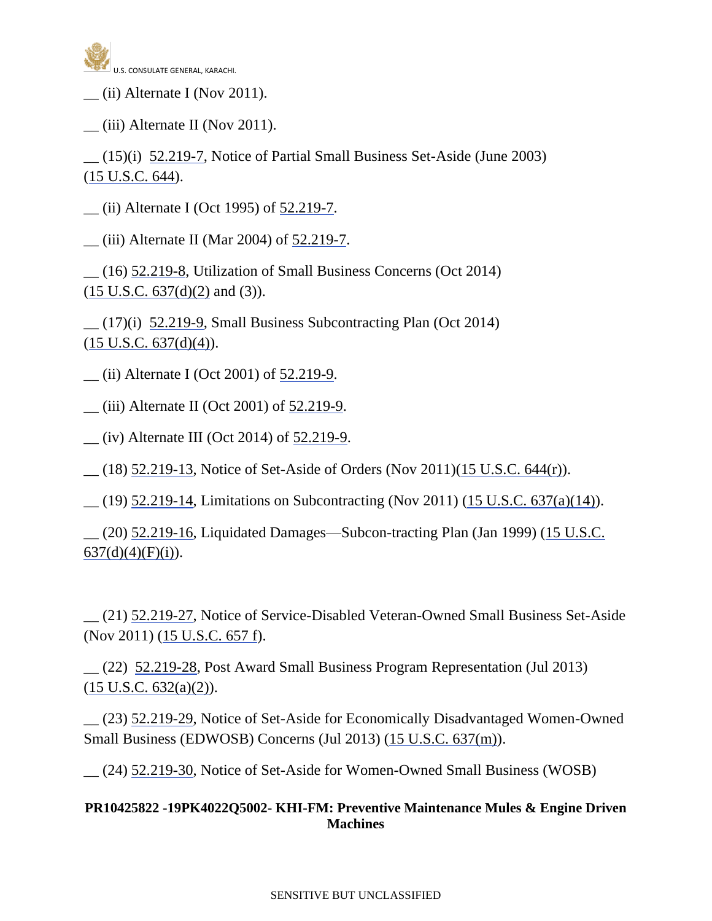__ (ii) Alternate I (Nov 2011).

__ (iii) Alternate II (Nov 2011).

__ (15)(i) 52.219-7, Notice of Partial Small Business Set-Aside (June 2003) (15 U.S.C. 644).

__ (ii) Alternate I (Oct 1995) of 52.219-7.

__ (iii) Alternate II (Mar 2004) of 52.219-7.

__ (16) 52.219-8, Utilization of Small Business Concerns (Oct 2014) (15 U.S.C. 637(d)(2) and (3)).

__ (17)(i) 52.219-9, Small Business Subcontracting Plan (Oct 2014) (15 U.S.C. 637(d)(4)).

__ (ii) Alternate I (Oct 2001) of 52.219-9.

__ (iii) Alternate II (Oct 2001) of 52.219-9.

__ (iv) Alternate III (Oct 2014) of 52.219-9.

__ (18) 52.219-13, Notice of Set-Aside of Orders (Nov 2011)(15 U.S.C. 644(r)).

__ (19) 52.219-14, Limitations on Subcontracting (Nov 2011) (15 U.S.C. 637(a)(14)).

__ (20) 52.219-16, Liquidated Damages—Subcon-tracting Plan (Jan 1999) (15 U.S.C. 637(d)(4)(F)(i)).

__ (21) 52.219-27, Notice of Service-Disabled Veteran-Owned Small Business Set-Aside (Nov 2011) (15 U.S.C. 657 f).

__ (22) 52.219-28, Post Award Small Business Program Representation (Jul 2013) (15 U.S.C. 632(a)(2)).

__ (23) 52.219-29, Notice of Set-Aside for Economically Disadvantaged Women-Owned Small Business (EDWOSB) Concerns (Jul 2013) (15 U.S.C. 637(m)).

__ (24) 52.219-30, Notice of Set-Aside for Women-Owned Small Business (WOSB)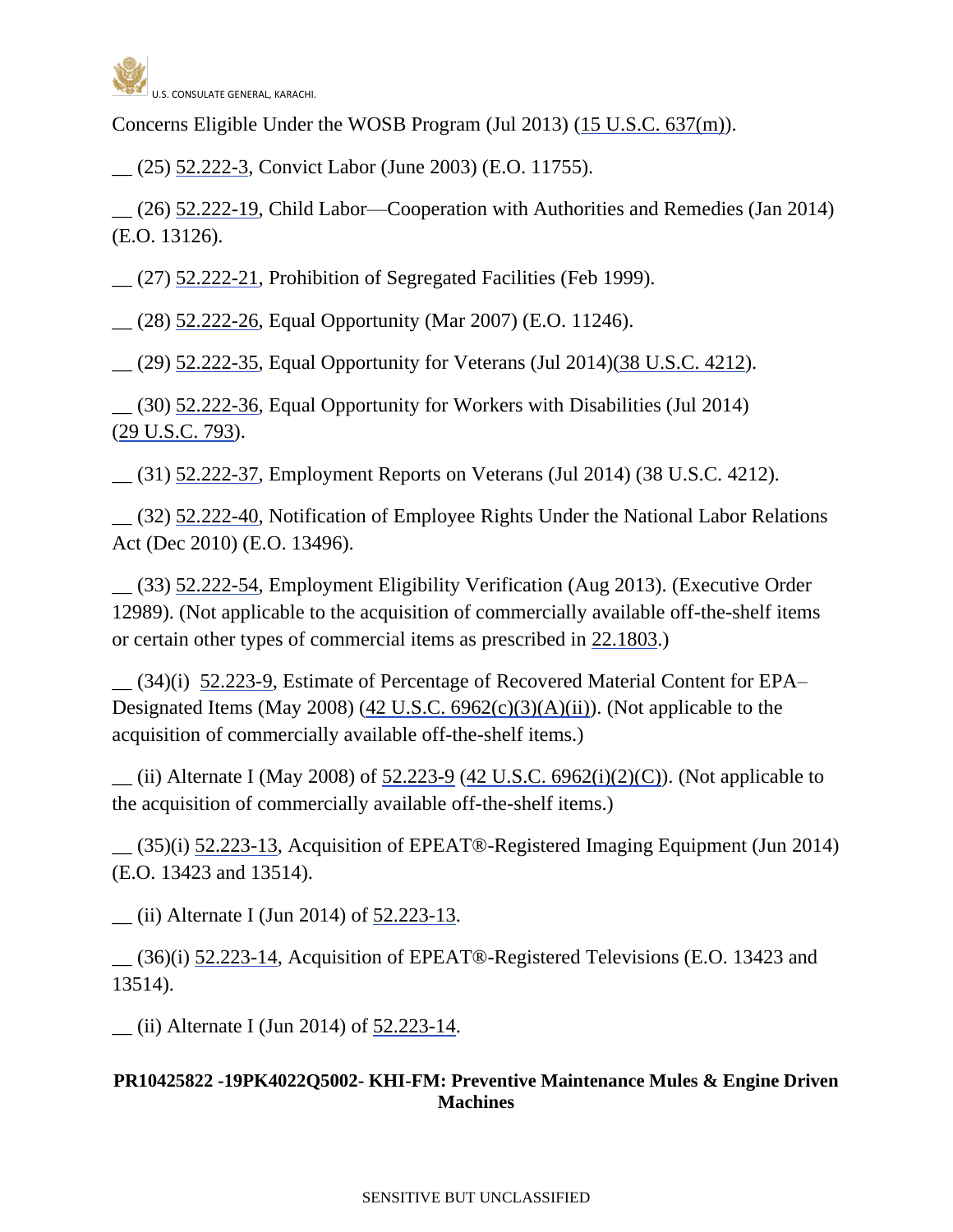Concerns Eligible Under the WOSB Program (Jul 2013) (15 U.S.C. 637(m)).

__ (25) 52.222-3, Convict Labor (June 2003) (E.O. 11755).

__ (26) 52.222-19, Child Labor—Cooperation with Authorities and Remedies (Jan 2014) (E.O. 13126).

__ (27) 52.222-21, Prohibition of Segregated Facilities (Feb 1999).

__ (28) 52.222-26, Equal Opportunity (Mar 2007) (E.O. 11246).

__ (29) 52.222-35, Equal Opportunity for Veterans (Jul 2014)(38 U.S.C. 4212).

__ (30) 52.222-36, Equal Opportunity for Workers with Disabilities (Jul 2014) (29 U.S.C. 793).

__ (31) 52.222-37, Employment Reports on Veterans (Jul 2014) (38 U.S.C. 4212).

__ (32) 52.222-40, Notification of Employee Rights Under the National Labor Relations Act (Dec 2010) (E.O. 13496).

__ (33) 52.222-54, Employment Eligibility Verification (Aug 2013). (Executive Order 12989). (Not applicable to the acquisition of commercially available off-the-shelf items or certain other types of commercial items as prescribed in 22.1803.)

__ (34)(i) 52.223-9, Estimate of Percentage of Recovered Material Content for EPA–Designated Items (May 2008) (42 U.S.C. 6962(c)(3)(A)(ii)). (Not applicable to the acquisition of commercially available off-the-shelf items.)

__ (ii) Alternate I (May 2008) of 52.223-9 (42 U.S.C. 6962(i)(2)(C)). (Not applicable to the acquisition of commercially available off-the-shelf items.)

__ (35)(i) 52.223-13, Acquisition of EPEAT®-Registered Imaging Equipment (Jun 2014) (E.O. 13423 and 13514).

__ (ii) Alternate I (Jun 2014) of 52.223-13.

__ (36)(i) 52.223-14, Acquisition of EPEAT®-Registered Televisions (E.O. 13423 and 13514).

__ (ii) Alternate I (Jun 2014) of 52.223-14.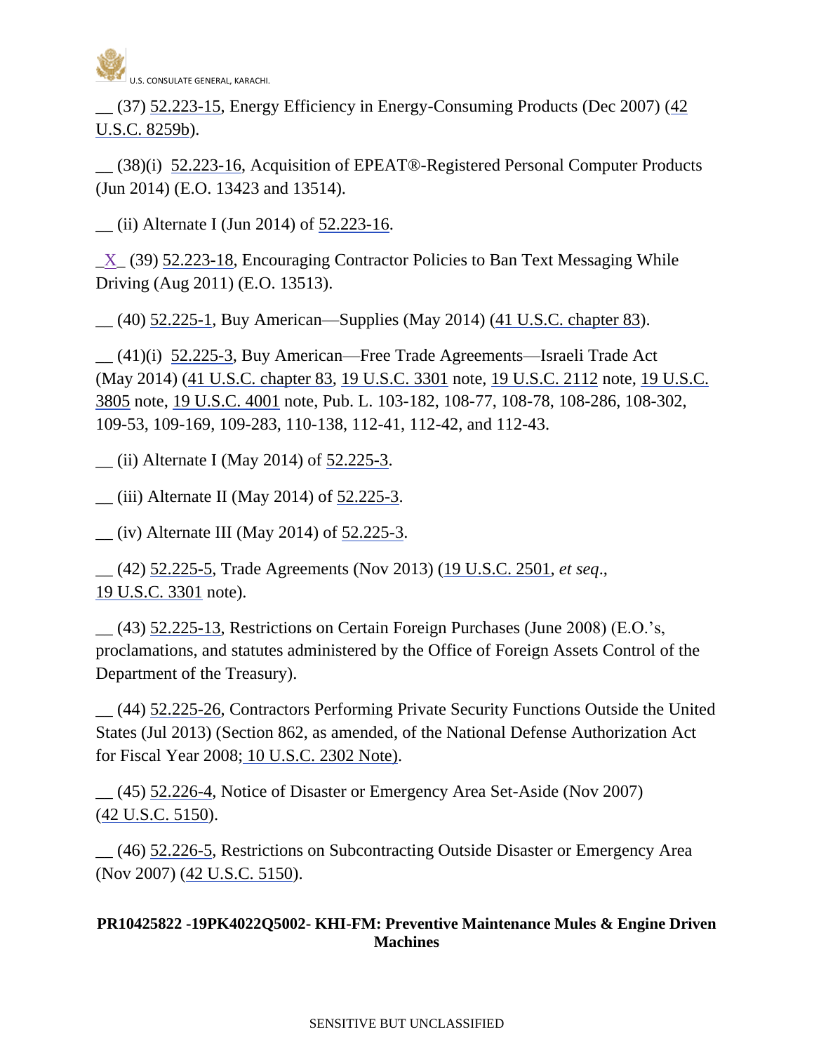__ (37) 52.223-15, Energy Efficiency in Energy-Consuming Products (Dec 2007) (42 U.S.C. 8259b).

__ (38)(i) 52.223-16, Acquisition of EPEAT®-Registered Personal Computer Products (Jun 2014) (E.O. 13423 and 13514).

__ (ii) Alternate I (Jun 2014) of 52.223-16.

_X_ (39) 52.223-18, Encouraging Contractor Policies to Ban Text Messaging While Driving (Aug 2011) (E.O. 13513).

__ (40) 52.225-1, Buy American—Supplies (May 2014) (41 U.S.C. chapter 83).

__ (41)(i) 52.225-3, Buy American—Free Trade Agreements—Israeli Trade Act (May 2014) (41 U.S.C. chapter 83, 19 U.S.C. 3301 note, 19 U.S.C. 2112 note, 19 U.S.C. 3805 note, 19 U.S.C. 4001 note, Pub. L. 103-182, 108-77, 108-78, 108-286, 108-302, 109-53, 109-169, 109-283, 110-138, 112-41, 112-42, and 112-43.

__ (ii) Alternate I (May 2014) of 52.225-3.

__ (iii) Alternate II (May 2014) of 52.225-3.

__ (iv) Alternate III (May 2014) of 52.225-3.

__ (42) 52.225-5, Trade Agreements (Nov 2013) (19 U.S.C. 2501, *et seq*., 19 U.S.C. 3301 note).

__ (43) 52.225-13, Restrictions on Certain Foreign Purchases (June 2008) (E.O.'s, proclamations, and statutes administered by the Office of Foreign Assets Control of the Department of the Treasury).

__ (44) 52.225-26, Contractors Performing Private Security Functions Outside the United States (Jul 2013) (Section 862, as amended, of the National Defense Authorization Act for Fiscal Year 2008; 10 U.S.C. 2302 Note).

__ (45) 52.226-4, Notice of Disaster or Emergency Area Set-Aside (Nov 2007) (42 U.S.C. 5150).

__ (46) 52.226-5, Restrictions on Subcontracting Outside Disaster or Emergency Area (Nov 2007) (42 U.S.C. 5150).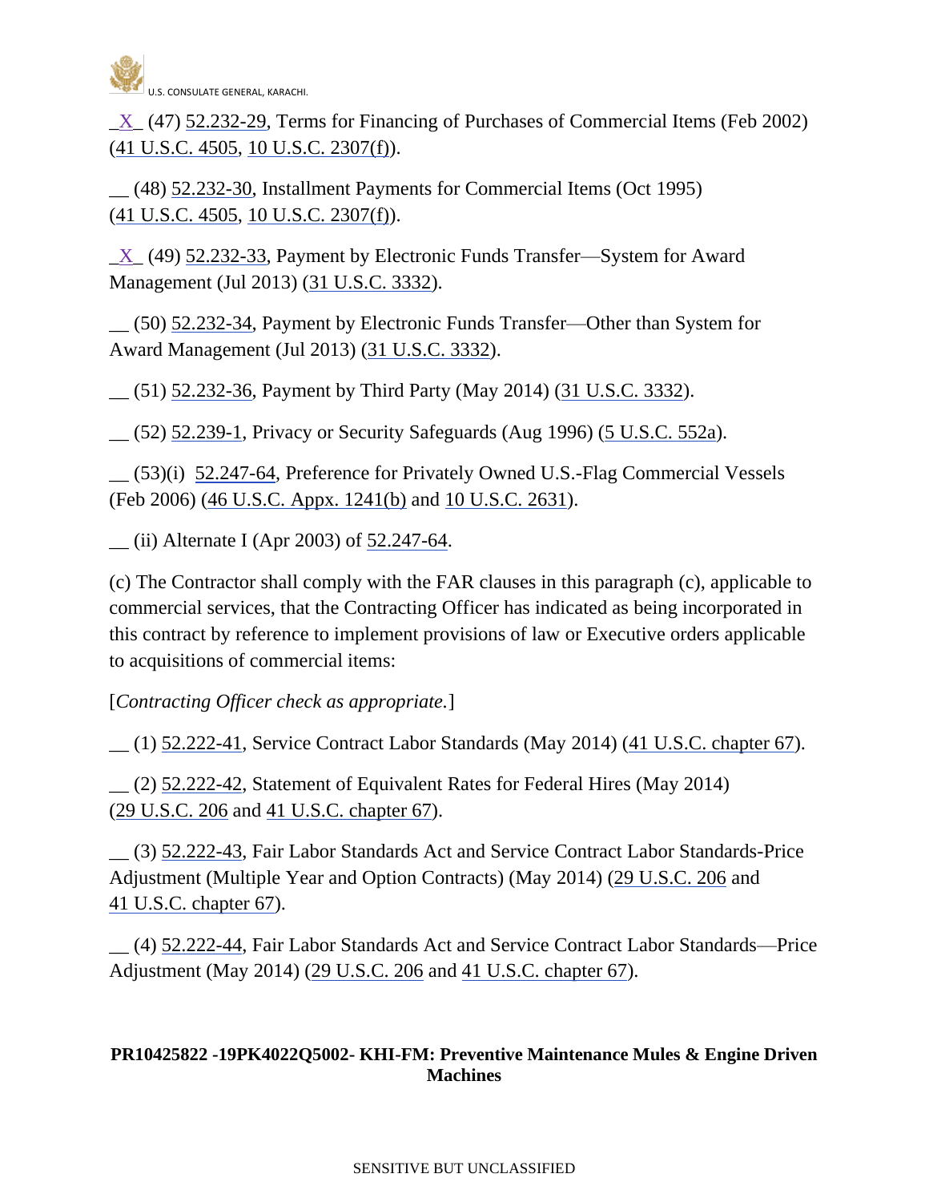_X_ (47) 52.232-29, Terms for Financing of Purchases of Commercial Items (Feb 2002) (41 U.S.C. 4505, 10 U.S.C. 2307(f)).

__ (48) 52.232-30, Installment Payments for Commercial Items (Oct 1995) (41 U.S.C. 4505, 10 U.S.C. 2307(f)).

_X_ (49) 52.232-33, Payment by Electronic Funds Transfer—System for Award Management (Jul 2013) (31 U.S.C. 3332).

__ (50) 52.232-34, Payment by Electronic Funds Transfer—Other than System for Award Management (Jul 2013) (31 U.S.C. 3332).

__ (51) 52.232-36, Payment by Third Party (May 2014) (31 U.S.C. 3332).

__ (52) 52.239-1, Privacy or Security Safeguards (Aug 1996) (5 U.S.C. 552a).

__ (53)(i) 52.247-64, Preference for Privately Owned U.S.-Flag Commercial Vessels (Feb 2006) (46 U.S.C. Appx. 1241(b) and 10 U.S.C. 2631).

__ (ii) Alternate I (Apr 2003) of 52.247-64.

(c) The Contractor shall comply with the FAR clauses in this paragraph (c), applicable to commercial services, that the Contracting Officer has indicated as being incorporated in this contract by reference to implement provisions of law or Executive orders applicable to acquisitions of commercial items:

[*Contracting Officer check as appropriate.*]

__ (1) 52.222-41, Service Contract Labor Standards (May 2014) (41 U.S.C. chapter 67).

__ (2) 52.222-42, Statement of Equivalent Rates for Federal Hires (May 2014) (29 U.S.C. 206 and 41 U.S.C. chapter 67).

__ (3) 52.222-43, Fair Labor Standards Act and Service Contract Labor Standards-Price Adjustment (Multiple Year and Option Contracts) (May 2014) (29 U.S.C. 206 and 41 U.S.C. chapter 67).

__ (4) 52.222-44, Fair Labor Standards Act and Service Contract Labor Standards—Price Adjustment (May 2014) (29 U.S.C. 206 and 41 U.S.C. chapter 67).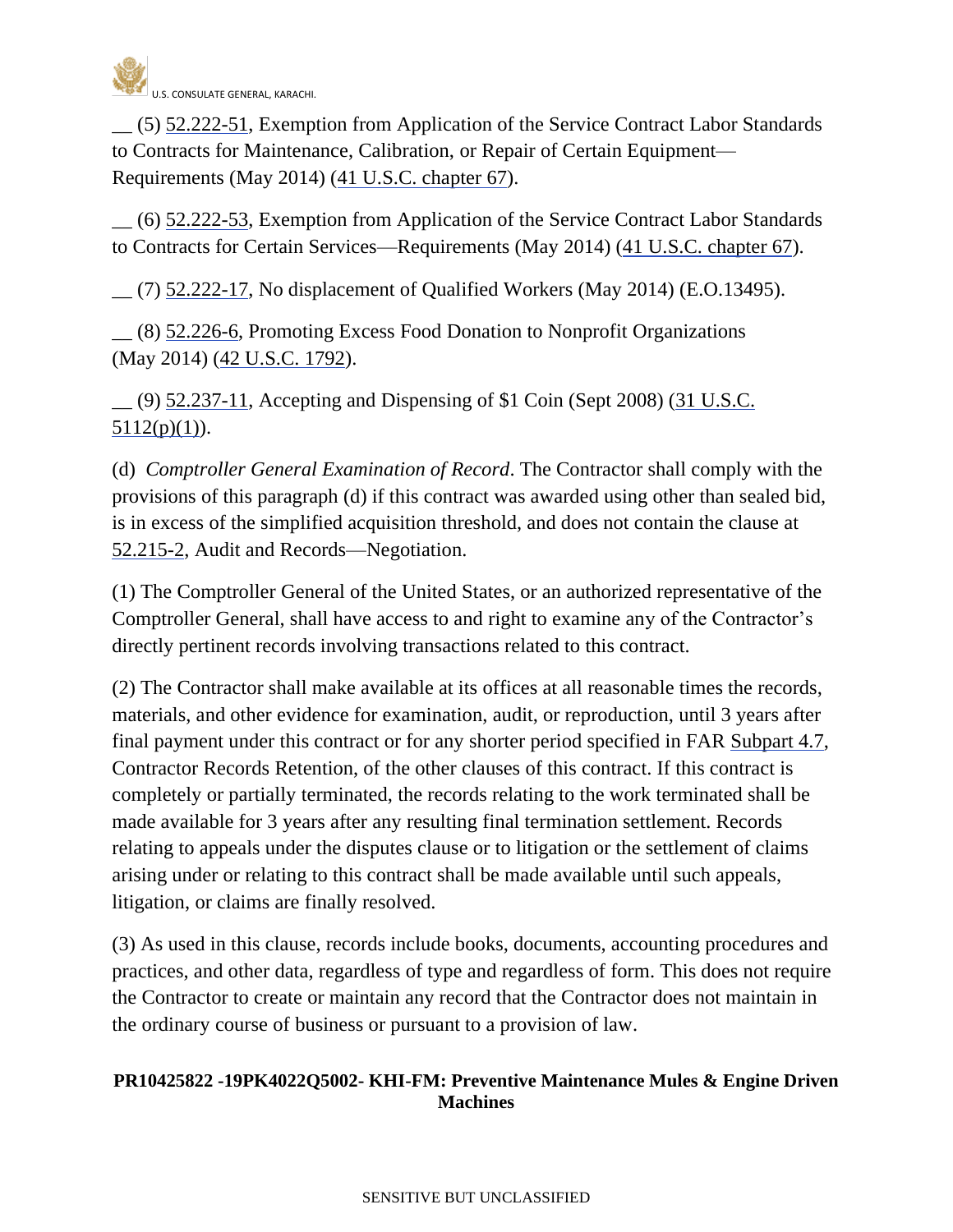__ (5) 52.222-51, Exemption from Application of the Service Contract Labor Standards to Contracts for Maintenance, Calibration, or Repair of Certain Equipment—Requirements (May 2014) (41 U.S.C. chapter 67).

__ (6) 52.222-53, Exemption from Application of the Service Contract Labor Standards to Contracts for Certain Services—Requirements (May 2014) (41 U.S.C. chapter 67).

__ (7) 52.222-17, No displacement of Qualified Workers (May 2014) (E.O.13495).

__ (8) 52.226-6, Promoting Excess Food Donation to Nonprofit Organizations (May 2014) (42 U.S.C. 1792).

__ (9) 52.237-11, Accepting and Dispensing of $1 Coin (Sept 2008) (31 U.S.C. 5112(p)(1)).

(d) *Comptroller General Examination of Record*. The Contractor shall comply with the provisions of this paragraph (d) if this contract was awarded using other than sealed bid, is in excess of the simplified acquisition threshold, and does not contain the clause at 52.215-2, Audit and Records—Negotiation.

(1) The Comptroller General of the United States, or an authorized representative of the Comptroller General, shall have access to and right to examine any of the Contractor's directly pertinent records involving transactions related to this contract.

(2) The Contractor shall make available at its offices at all reasonable times the records, materials, and other evidence for examination, audit, or reproduction, until 3 years after final payment under this contract or for any shorter period specified in FAR Subpart 4.7, Contractor Records Retention, of the other clauses of this contract. If this contract is completely or partially terminated, the records relating to the work terminated shall be made available for 3 years after any resulting final termination settlement. Records relating to appeals under the disputes clause or to litigation or the settlement of claims arising under or relating to this contract shall be made available until such appeals, litigation, or claims are finally resolved.

(3) As used in this clause, records include books, documents, accounting procedures and practices, and other data, regardless of type and regardless of form. This does not require the Contractor to create or maintain any record that the Contractor does not maintain in the ordinary course of business or pursuant to a provision of law.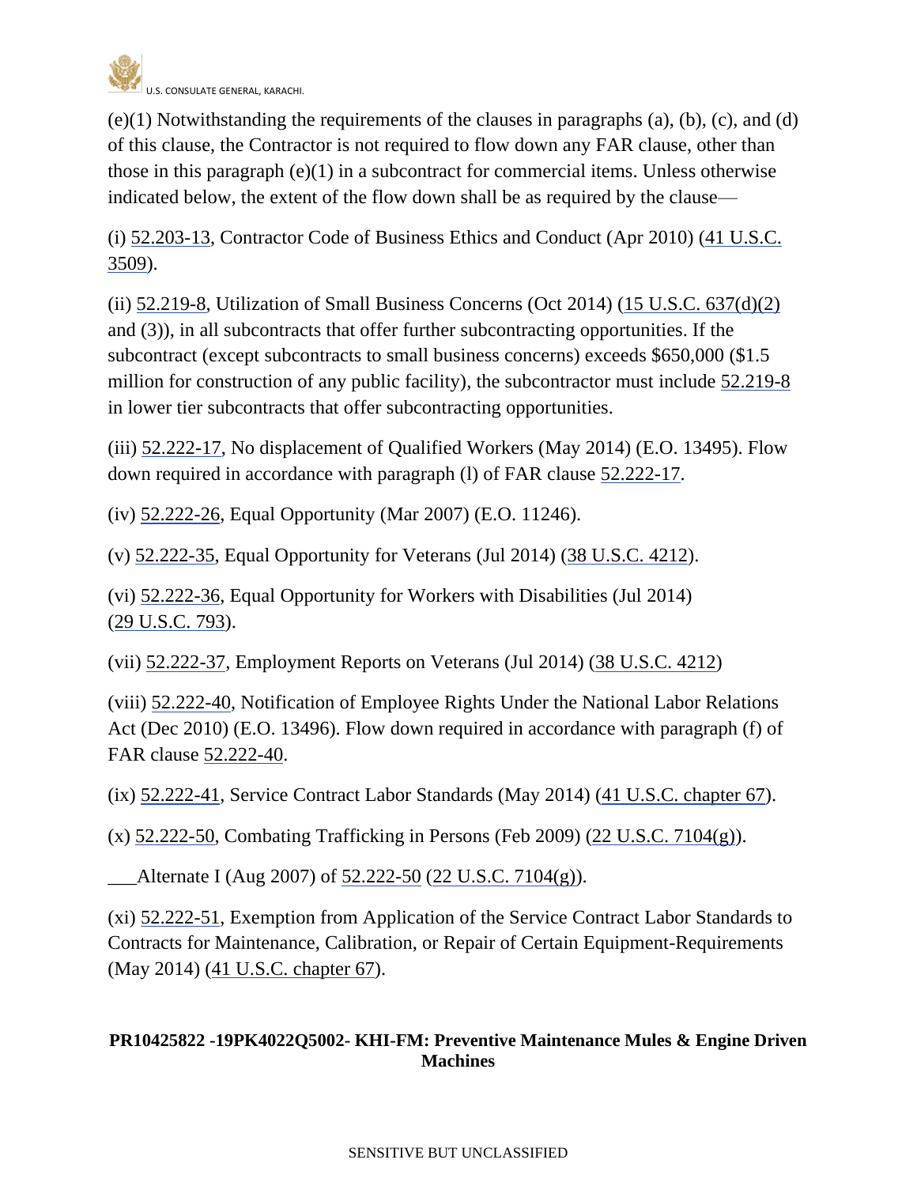(e)(1) Notwithstanding the requirements of the clauses in paragraphs (a), (b), (c), and (d) of this clause, the Contractor is not required to flow down any FAR clause, other than those in this paragraph (e)(1) in a subcontract for commercial items. Unless otherwise indicated below, the extent of the flow down shall be as required by the clause—

(i) 52.203-13, Contractor Code of Business Ethics and Conduct (Apr 2010) (41 U.S.C. 3509).

(ii) 52.219-8, Utilization of Small Business Concerns (Oct 2014) (15 U.S.C. 637(d)(2) and (3)), in all subcontracts that offer further subcontracting opportunities. If the subcontract (except subcontracts to small business concerns) exceeds $650,000 ($1.5 million for construction of any public facility), the subcontractor must include 52.219-8 in lower tier subcontracts that offer subcontracting opportunities.

(iii) 52.222-17, No displacement of Qualified Workers (May 2014) (E.O. 13495). Flow down required in accordance with paragraph (l) of FAR clause 52.222-17.

(iv) 52.222-26, Equal Opportunity (Mar 2007) (E.O. 11246).

(v) 52.222-35, Equal Opportunity for Veterans (Jul 2014) (38 U.S.C. 4212).

(vi) 52.222-36, Equal Opportunity for Workers with Disabilities (Jul 2014) (29 U.S.C. 793).

(vii) 52.222-37, Employment Reports on Veterans (Jul 2014) (38 U.S.C. 4212)

(viii) 52.222-40, Notification of Employee Rights Under the National Labor Relations Act (Dec 2010) (E.O. 13496). Flow down required in accordance with paragraph (f) of FAR clause 52.222-40.

(ix) 52.222-41, Service Contract Labor Standards (May 2014) (41 U.S.C. chapter 67).

(x) 52.222-50, Combating Trafficking in Persons (Feb 2009) (22 U.S.C. 7104(g)).

___Alternate I (Aug 2007) of 52.222-50 (22 U.S.C. 7104(g)).

(xi) 52.222-51, Exemption from Application of the Service Contract Labor Standards to Contracts for Maintenance, Calibration, or Repair of Certain Equipment-Requirements (May 2014) (41 U.S.C. chapter 67).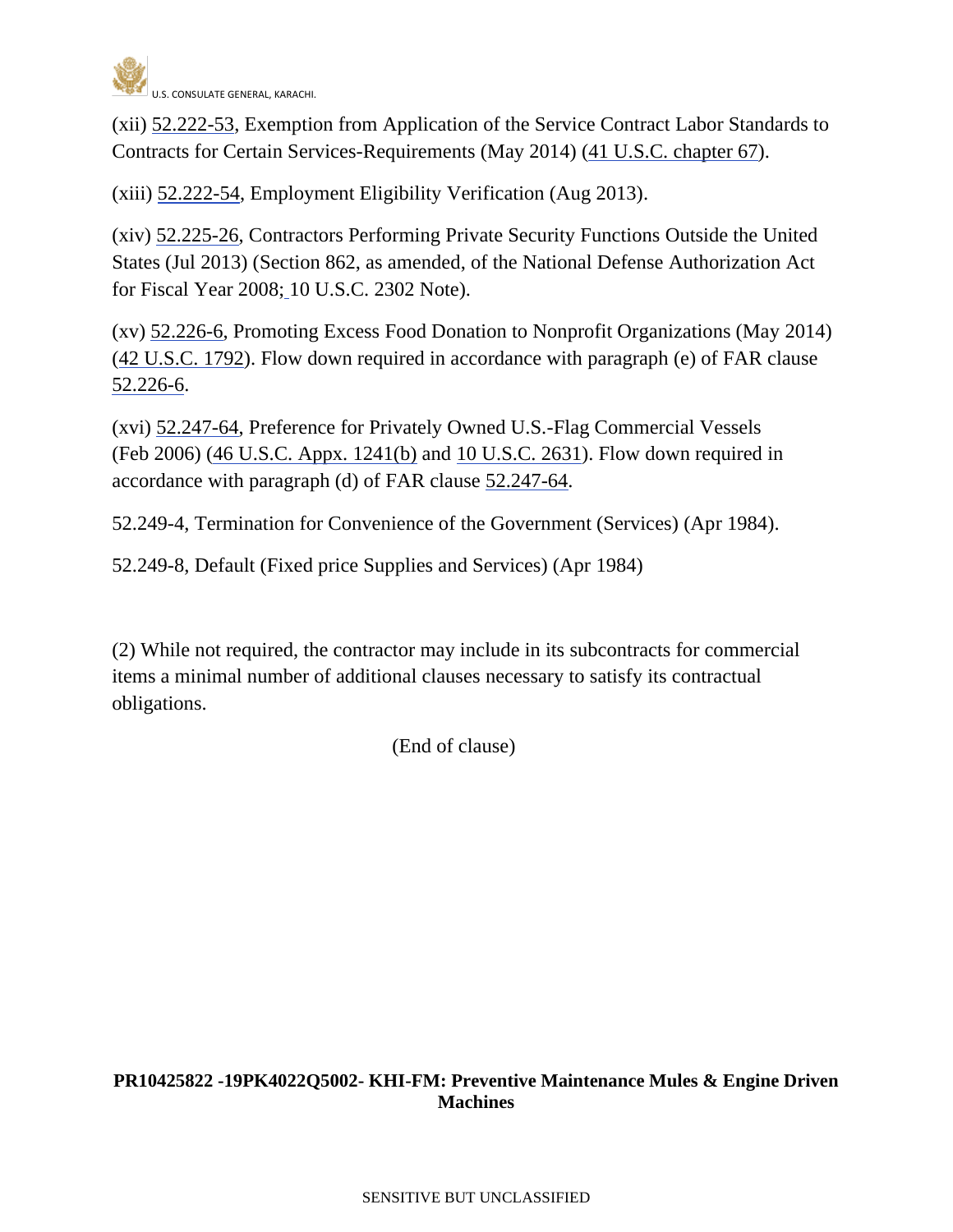(xii) 52.222-53, Exemption from Application of the Service Contract Labor Standards to Contracts for Certain Services-Requirements (May 2014) (41 U.S.C. chapter 67).

(xiii) 52.222-54, Employment Eligibility Verification (Aug 2013).

(xiv) 52.225-26, Contractors Performing Private Security Functions Outside the United States (Jul 2013) (Section 862, as amended, of the National Defense Authorization Act for Fiscal Year 2008; 10 U.S.C. 2302 Note).

(xv) 52.226-6, Promoting Excess Food Donation to Nonprofit Organizations (May 2014) (42 U.S.C. 1792). Flow down required in accordance with paragraph (e) of FAR clause 52.226-6.

(xvi) 52.247-64, Preference for Privately Owned U.S.-Flag Commercial Vessels (Feb 2006) (46 U.S.C. Appx. 1241(b) and 10 U.S.C. 2631). Flow down required in accordance with paragraph (d) of FAR clause 52.247-64.

52.249-4, Termination for Convenience of the Government (Services) (Apr 1984).

52.249-8, Default (Fixed price Supplies and Services) (Apr 1984)

(2) While not required, the contractor may include in its subcontracts for commercial items a minimal number of additional clauses necessary to satisfy its contractual obligations.

(End of clause)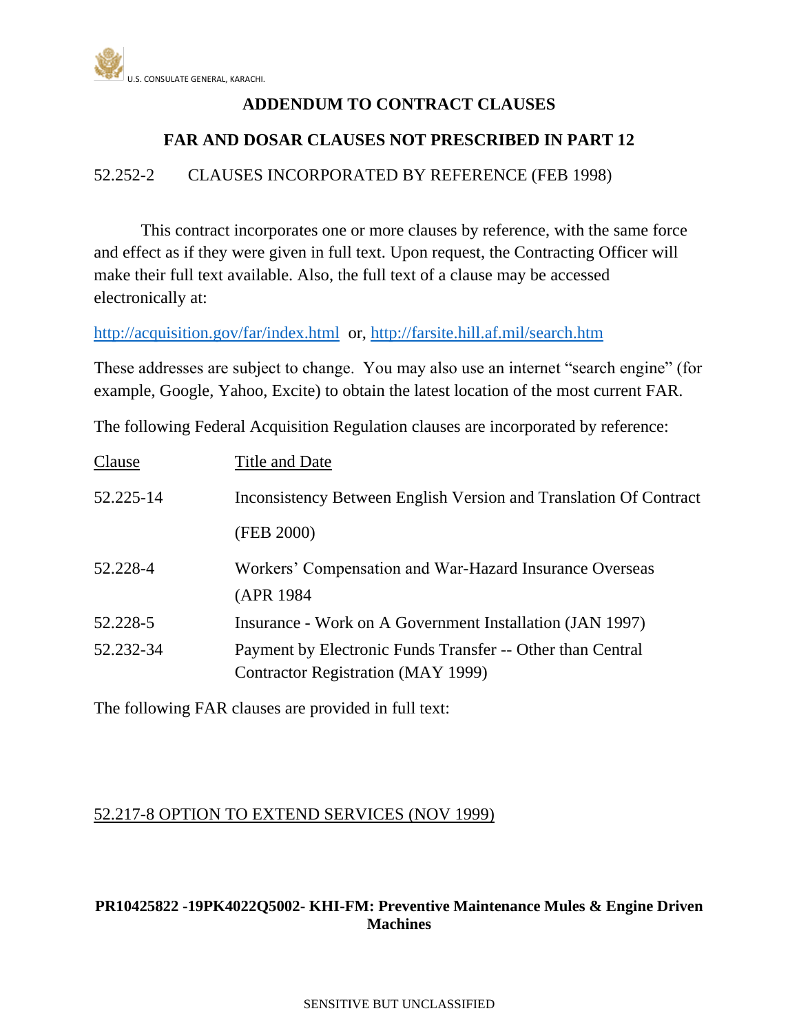## ADDENDUM TO CONTRACT CLAUSES

## FAR AND DOSAR CLAUSES NOT PRESCRIBED IN PART 12

52.252-2 CLAUSES INCORPORATED BY REFERENCE (FEB 1998)

This contract incorporates one or more clauses by reference, with the same force and effect as if they were given in full text. Upon request, the Contracting Officer will make their full text available. Also, the full text of a clause may be accessed electronically at:

http://acquisition.gov/far/index.html or, http://farsite.hill.af.mil/search.htm

These addresses are subject to change. You may also use an internet "search engine" (for example, Google, Yahoo, Excite) to obtain the latest location of the most current FAR.

The following Federal Acquisition Regulation clauses are incorporated by reference:

| Clause | Title and Date |
|---|---|
| 52.225-14 | Inconsistency Between English Version and Translation Of Contract (FEB 2000) |
| 52.228-4 | Workers' Compensation and War-Hazard Insurance Overseas (APR 1984 |
| 52.228-5 | Insurance - Work on A Government Installation (JAN 1997) |
| 52.232-34 | Payment by Electronic Funds Transfer -- Other than Central Contractor Registration (MAY 1999) |

The following FAR clauses are provided in full text:

52.217-8 OPTION TO EXTEND SERVICES (NOV 1999)

**PR10425822 -19PK4022Q5002- KHI-FM: Preventive Maintenance Mules & Engine Driven Machines**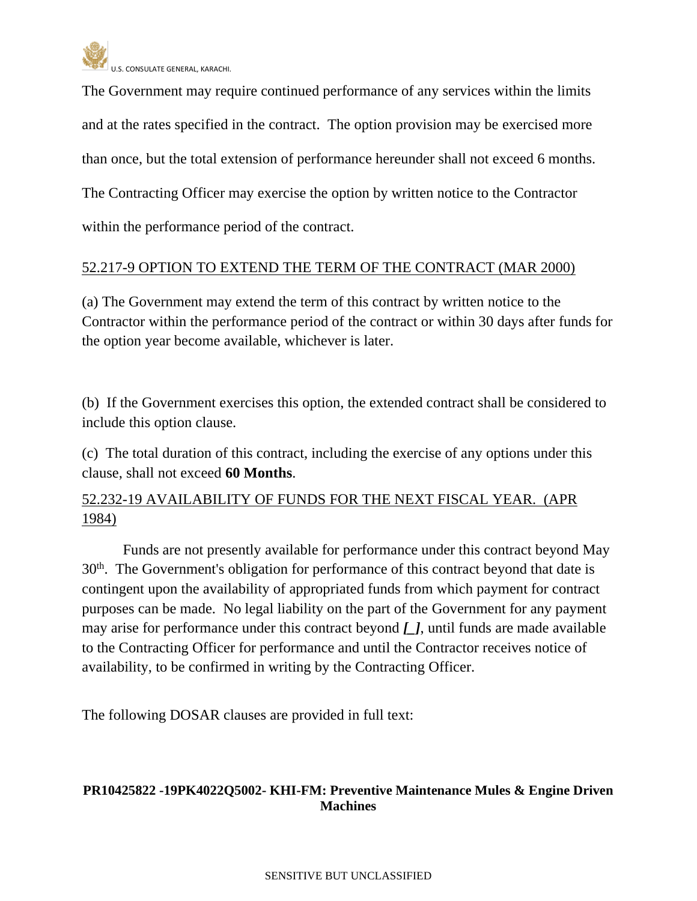The Government may require continued performance of any services within the limits and at the rates specified in the contract. The option provision may be exercised more than once, but the total extension of performance hereunder shall not exceed 6 months. The Contracting Officer may exercise the option by written notice to the Contractor within the performance period of the contract.

52.217-9 OPTION TO EXTEND THE TERM OF THE CONTRACT (MAR 2000)

(a) The Government may extend the term of this contract by written notice to the Contractor within the performance period of the contract or within 30 days after funds for the option year become available, whichever is later.

(b) If the Government exercises this option, the extended contract shall be considered to include this option clause.

(c) The total duration of this contract, including the exercise of any options under this clause, shall not exceed **60 Months**.

52.232-19 AVAILABILITY OF FUNDS FOR THE NEXT FISCAL YEAR. (APR 1984)

Funds are not presently available for performance under this contract beyond May 30th. The Government's obligation for performance of this contract beyond that date is contingent upon the availability of appropriated funds from which payment for contract purposes can be made. No legal liability on the part of the Government for any payment may arise for performance under this contract beyond ***[_]***, until funds are made available to the Contracting Officer for performance and until the Contractor receives notice of availability, to be confirmed in writing by the Contracting Officer.

The following DOSAR clauses are provided in full text: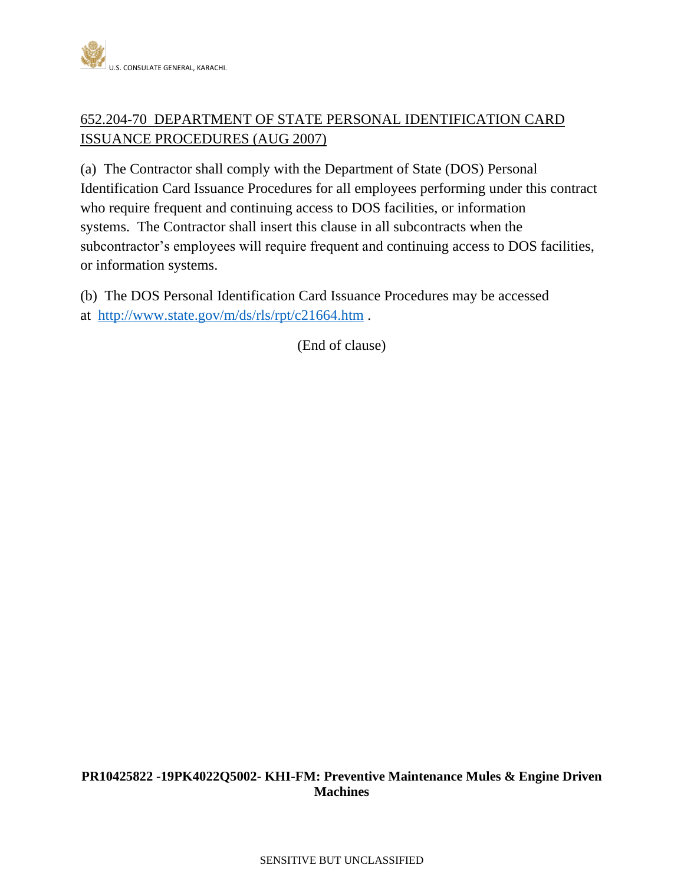652.204-70 DEPARTMENT OF STATE PERSONAL IDENTIFICATION CARD ISSUANCE PROCEDURES (AUG 2007)

(a) The Contractor shall comply with the Department of State (DOS) Personal Identification Card Issuance Procedures for all employees performing under this contract who require frequent and continuing access to DOS facilities, or information systems. The Contractor shall insert this clause in all subcontracts when the subcontractor's employees will require frequent and continuing access to DOS facilities, or information systems.

(b) The DOS Personal Identification Card Issuance Procedures may be accessed at http://www.state.gov/m/ds/rls/rpt/c21664.htm .

(End of clause)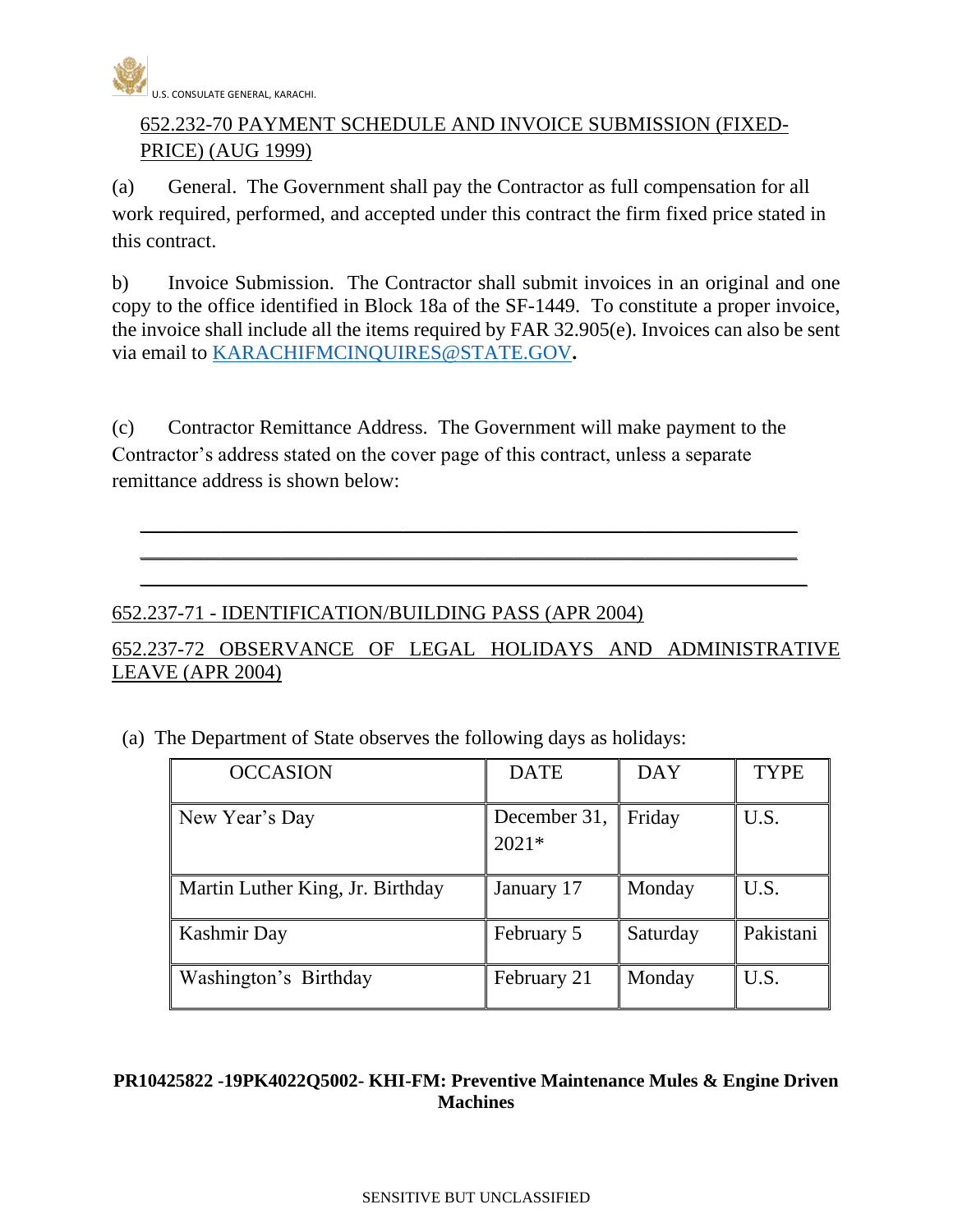652.232-70 PAYMENT SCHEDULE AND INVOICE SUBMISSION (FIXED-PRICE) (AUG 1999)

(a) General. The Government shall pay the Contractor as full compensation for all work required, performed, and accepted under this contract the firm fixed price stated in this contract.

b) Invoice Submission. The Contractor shall submit invoices in an original and one copy to the office identified in Block 18a of the SF-1449. To constitute a proper invoice, the invoice shall include all the items required by FAR 32.905(e). Invoices can also be sent via email to KARACHIFMCINQUIRES@STATE.GOV.

(c) Contractor Remittance Address. The Government will make payment to the Contractor's address stated on the cover page of this contract, unless a separate remittance address is shown below:

\_\_\_\_\_\_\_\_\_\_\_\_\_\_\_\_\_\_\_\_\_\_\_\_\_\_\_\_\_\_\_\_\_\_\_\_\_\_\_\_\_\_\_\_\_\_\_\_\_\_\_\_\_\_\_\_\_\_\_\_
\_\_\_\_\_\_\_\_\_\_\_\_\_\_\_\_\_\_\_\_\_\_\_\_\_\_\_\_\_\_\_\_\_\_\_\_\_\_\_\_\_\_\_\_\_\_\_\_\_\_\_\_\_\_\_\_\_\_\_\_
\_\_\_\_\_\_\_\_\_\_\_\_\_\_\_\_\_\_\_\_\_\_\_\_\_\_\_\_\_\_\_\_\_\_\_\_\_\_\_\_\_\_\_\_\_\_\_\_\_\_\_\_\_\_\_\_\_\_\_\_

652.237-71 - IDENTIFICATION/BUILDING PASS (APR 2004)

652.237-72 OBSERVANCE OF LEGAL HOLIDAYS AND ADMINISTRATIVE LEAVE (APR 2004)

(a) The Department of State observes the following days as holidays:

| OCCASION | DATE | DAY | TYPE |
|---|---|---|---|
| New Year's Day | December 31, 2021* | Friday | U.S. |
| Martin Luther King, Jr. Birthday | January 17 | Monday | U.S. |
| Kashmir Day | February 5 | Saturday | Pakistani |
| Washington's Birthday | February 21 | Monday | U.S. |

**PR10425822 -19PK4022Q5002- KHI-FM: Preventive Maintenance Mules & Engine Driven Machines**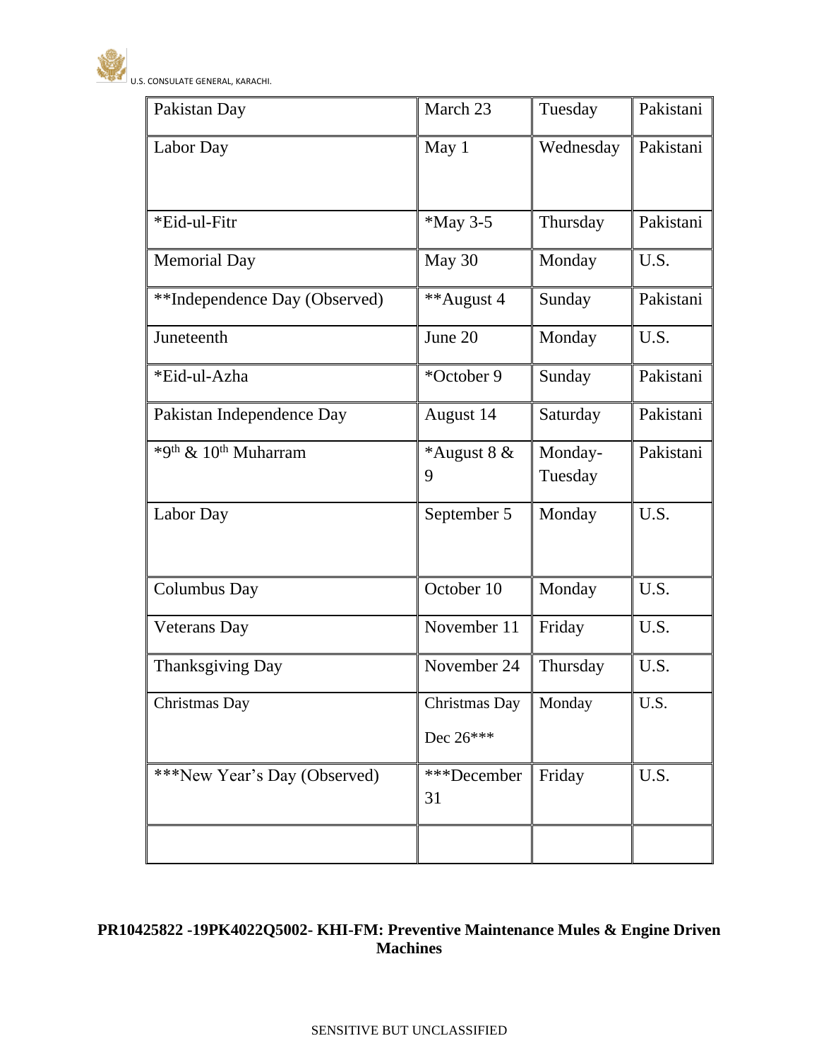| Pakistan Day | March 23 | Tuesday | Pakistani |
|---|---|---|---|
| Labor Day | May 1 | Wednesday | Pakistani |
| *Eid-ul-Fitr | *May 3-5 | Thursday | Pakistani |
| Memorial Day | May 30 | Monday | U.S. |
| **Independence Day (Observed) | **August 4 | Sunday | Pakistani |
| Juneteenth | June 20 | Monday | U.S. |
| *Eid-ul-Azha | *October 9 | Sunday | Pakistani |
| Pakistan Independence Day | August 14 | Saturday | Pakistani |
| *9th & 10th Muharram | *August 8 & 9 | Monday-Tuesday | Pakistani |
| Labor Day | September 5 | Monday | U.S. |
| Columbus Day | October 10 | Monday | U.S. |
| Veterans Day | November 11 | Friday | U.S. |
| Thanksgiving Day | November 24 | Thursday | U.S. |
| Christmas Day | Christmas Day Dec 26*** | Monday | U.S. |
| ***New Year's Day (Observed) | ***December 31 | Friday | U.S. |
| | | | |

**PR10425822 -19PK4022Q5002- KHI-FM: Preventive Maintenance Mules & Engine Driven Machines**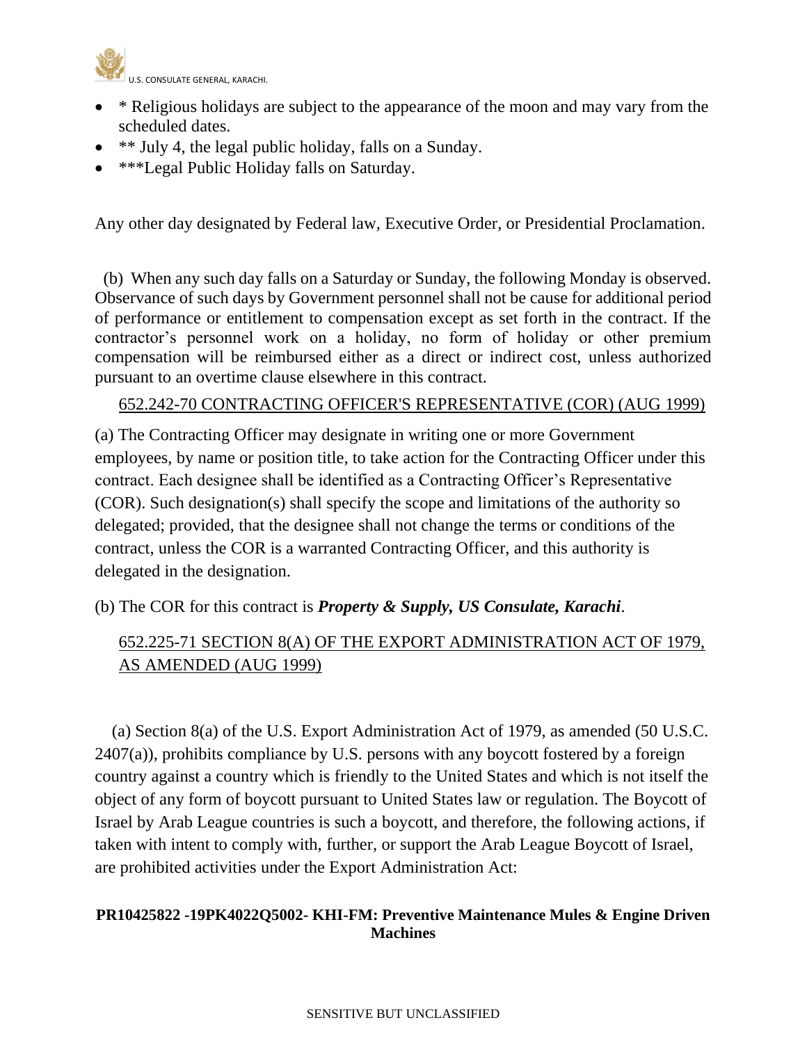- * Religious holidays are subject to the appearance of the moon and may vary from the scheduled dates.
- ** July 4, the legal public holiday, falls on a Sunday.
- ***Legal Public Holiday falls on Saturday.

Any other day designated by Federal law, Executive Order, or Presidential Proclamation.

(b) When any such day falls on a Saturday or Sunday, the following Monday is observed. Observance of such days by Government personnel shall not be cause for additional period of performance or entitlement to compensation except as set forth in the contract. If the contractor's personnel work on a holiday, no form of holiday or other premium compensation will be reimbursed either as a direct or indirect cost, unless authorized pursuant to an overtime clause elsewhere in this contract.

652.242-70 CONTRACTING OFFICER'S REPRESENTATIVE (COR) (AUG 1999)

(a) The Contracting Officer may designate in writing one or more Government employees, by name or position title, to take action for the Contracting Officer under this contract. Each designee shall be identified as a Contracting Officer's Representative (COR). Such designation(s) shall specify the scope and limitations of the authority so delegated; provided, that the designee shall not change the terms or conditions of the contract, unless the COR is a warranted Contracting Officer, and this authority is delegated in the designation.

(b) The COR for this contract is ***Property & Supply, US Consulate, Karachi***.

652.225-71 SECTION 8(A) OF THE EXPORT ADMINISTRATION ACT OF 1979, AS AMENDED (AUG 1999)

(a) Section 8(a) of the U.S. Export Administration Act of 1979, as amended (50 U.S.C. 2407(a)), prohibits compliance by U.S. persons with any boycott fostered by a foreign country against a country which is friendly to the United States and which is not itself the object of any form of boycott pursuant to United States law or regulation. The Boycott of Israel by Arab League countries is such a boycott, and therefore, the following actions, if taken with intent to comply with, further, or support the Arab League Boycott of Israel, are prohibited activities under the Export Administration Act: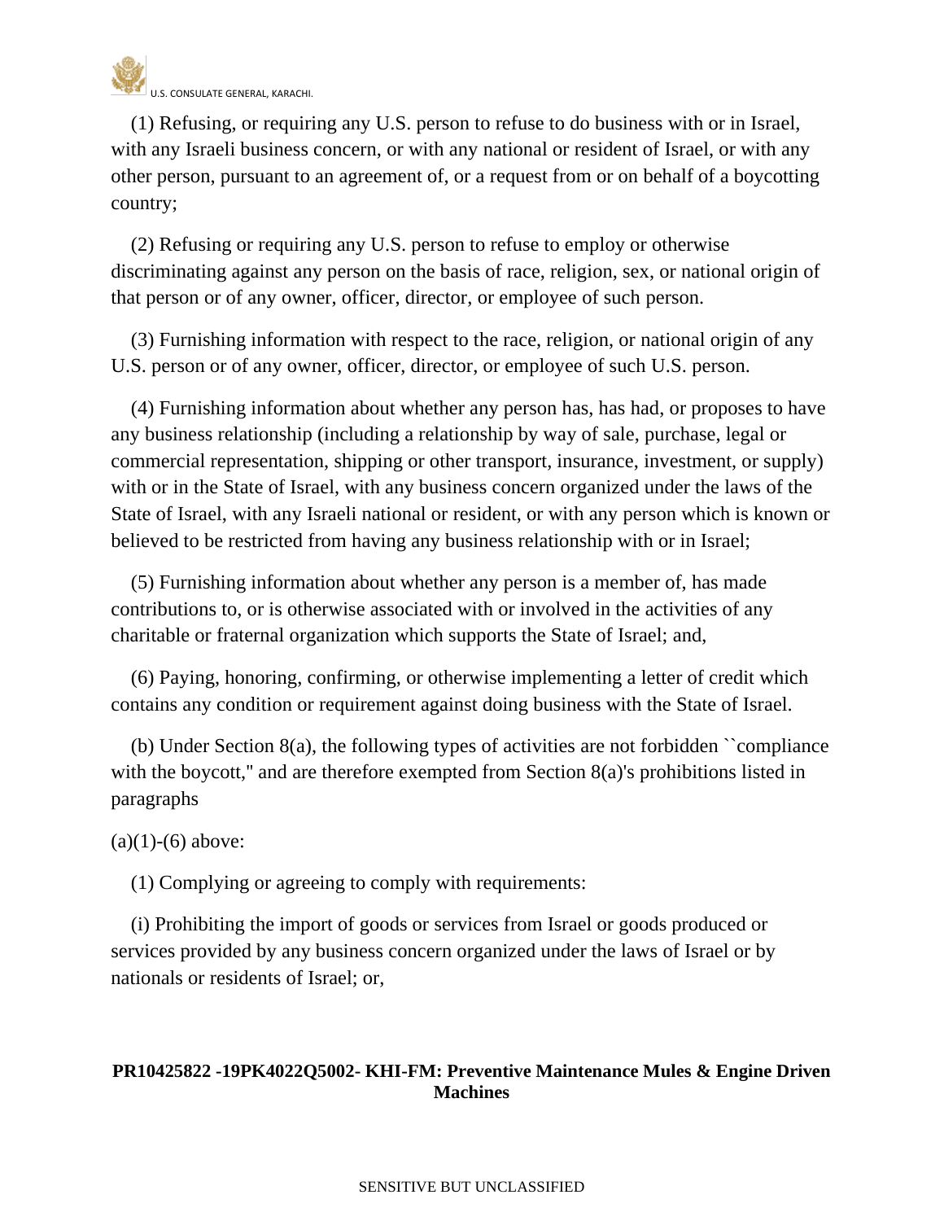(1) Refusing, or requiring any U.S. person to refuse to do business with or in Israel, with any Israeli business concern, or with any national or resident of Israel, or with any other person, pursuant to an agreement of, or a request from or on behalf of a boycotting country;

(2) Refusing or requiring any U.S. person to refuse to employ or otherwise discriminating against any person on the basis of race, religion, sex, or national origin of that person or of any owner, officer, director, or employee of such person.

(3) Furnishing information with respect to the race, religion, or national origin of any U.S. person or of any owner, officer, director, or employee of such U.S. person.

(4) Furnishing information about whether any person has, has had, or proposes to have any business relationship (including a relationship by way of sale, purchase, legal or commercial representation, shipping or other transport, insurance, investment, or supply) with or in the State of Israel, with any business concern organized under the laws of the State of Israel, with any Israeli national or resident, or with any person which is known or believed to be restricted from having any business relationship with or in Israel;

(5) Furnishing information about whether any person is a member of, has made contributions to, or is otherwise associated with or involved in the activities of any charitable or fraternal organization which supports the State of Israel; and,

(6) Paying, honoring, confirming, or otherwise implementing a letter of credit which contains any condition or requirement against doing business with the State of Israel.

(b) Under Section 8(a), the following types of activities are not forbidden ``compliance with the boycott,'' and are therefore exempted from Section 8(a)'s prohibitions listed in paragraphs

(a)(1)-(6) above:

(1) Complying or agreeing to comply with requirements:

(i) Prohibiting the import of goods or services from Israel or goods produced or services provided by any business concern organized under the laws of Israel or by nationals or residents of Israel; or,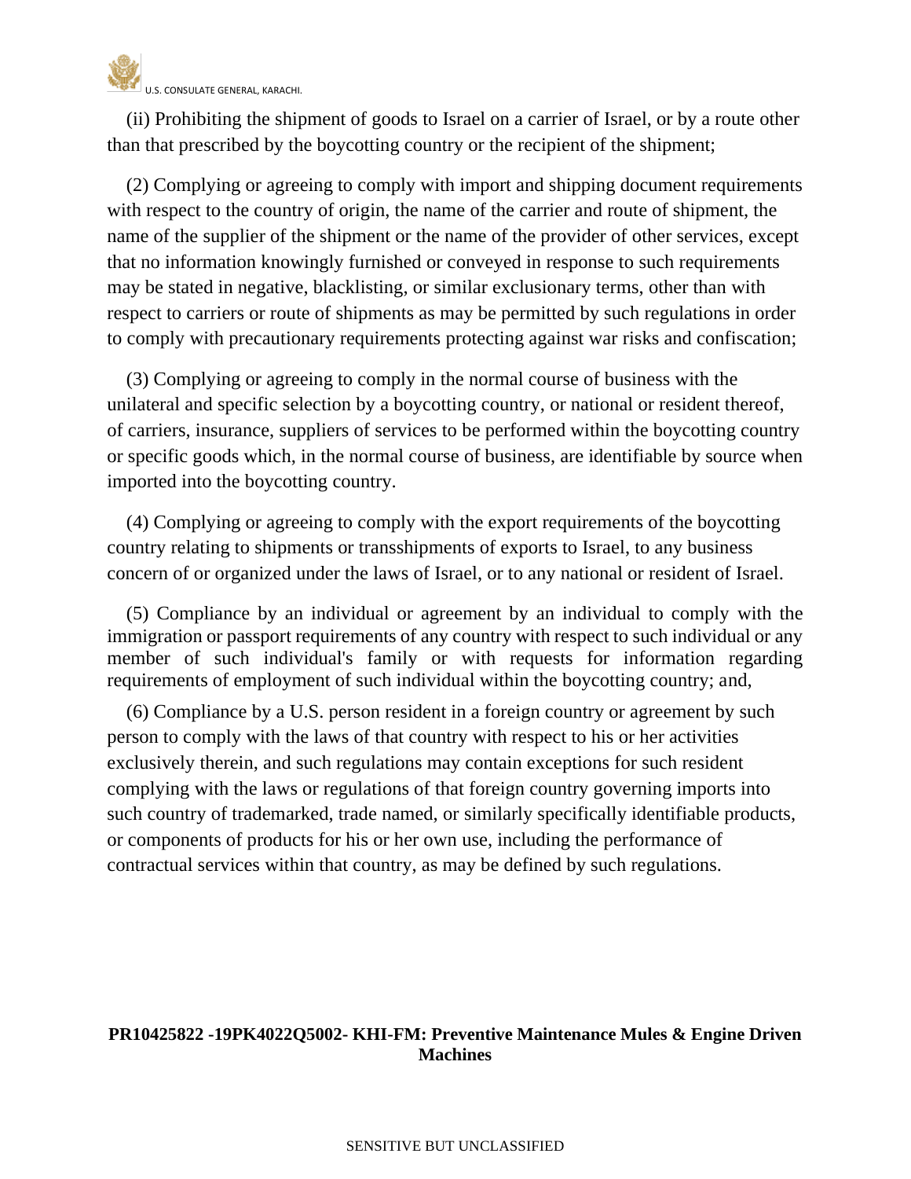(ii) Prohibiting the shipment of goods to Israel on a carrier of Israel, or by a route other than that prescribed by the boycotting country or the recipient of the shipment;

(2) Complying or agreeing to comply with import and shipping document requirements with respect to the country of origin, the name of the carrier and route of shipment, the name of the supplier of the shipment or the name of the provider of other services, except that no information knowingly furnished or conveyed in response to such requirements may be stated in negative, blacklisting, or similar exclusionary terms, other than with respect to carriers or route of shipments as may be permitted by such regulations in order to comply with precautionary requirements protecting against war risks and confiscation;

(3) Complying or agreeing to comply in the normal course of business with the unilateral and specific selection by a boycotting country, or national or resident thereof, of carriers, insurance, suppliers of services to be performed within the boycotting country or specific goods which, in the normal course of business, are identifiable by source when imported into the boycotting country.

(4) Complying or agreeing to comply with the export requirements of the boycotting country relating to shipments or transshipments of exports to Israel, to any business concern of or organized under the laws of Israel, or to any national or resident of Israel.

(5) Compliance by an individual or agreement by an individual to comply with the immigration or passport requirements of any country with respect to such individual or any member of such individual's family or with requests for information regarding requirements of employment of such individual within the boycotting country; and,

(6) Compliance by a U.S. person resident in a foreign country or agreement by such person to comply with the laws of that country with respect to his or her activities exclusively therein, and such regulations may contain exceptions for such resident complying with the laws or regulations of that foreign country governing imports into such country of trademarked, trade named, or similarly specifically identifiable products, or components of products for his or her own use, including the performance of contractual services within that country, as may be defined by such regulations.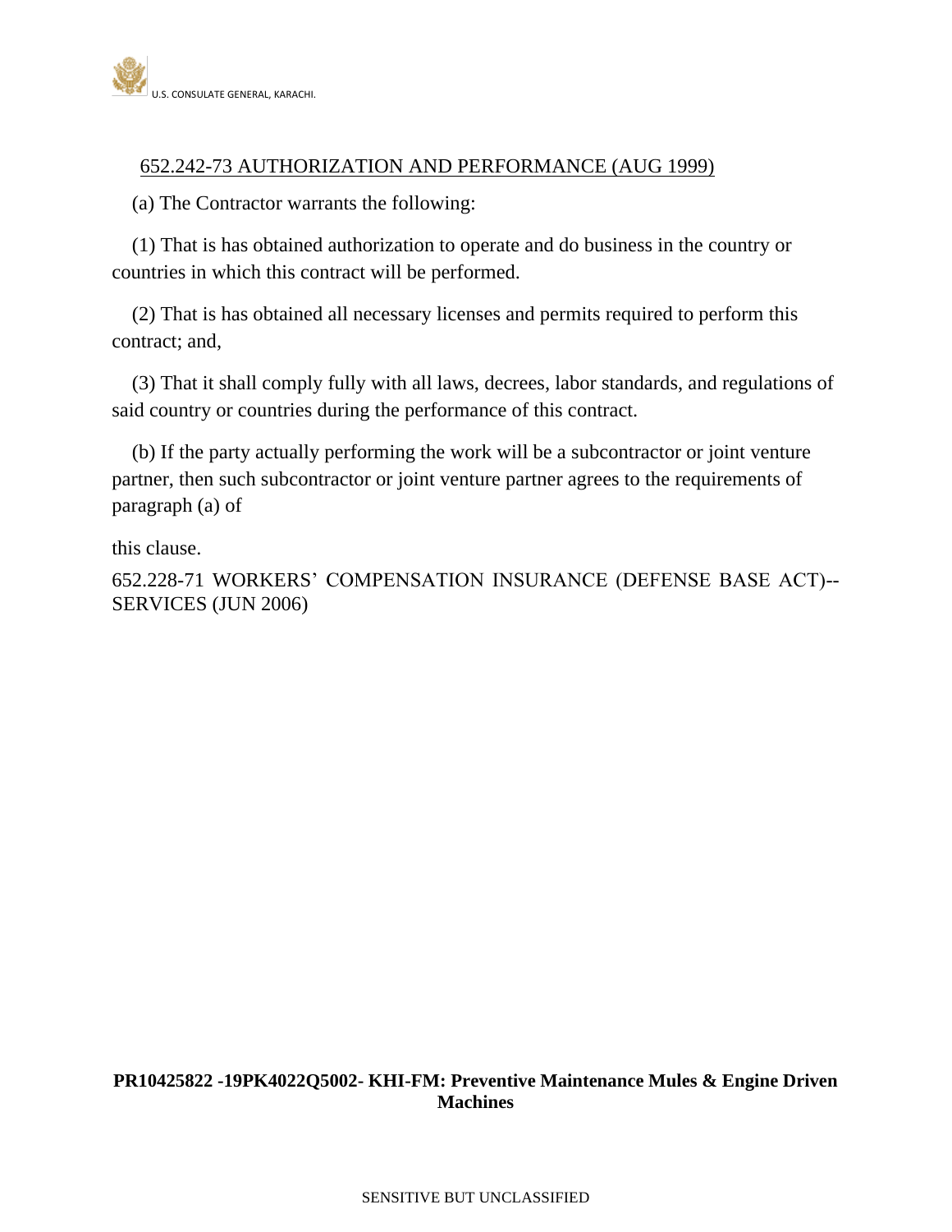652.242-73 AUTHORIZATION AND PERFORMANCE (AUG 1999)

(a) The Contractor warrants the following:

(1) That is has obtained authorization to operate and do business in the country or countries in which this contract will be performed.

(2) That is has obtained all necessary licenses and permits required to perform this contract; and,

(3) That it shall comply fully with all laws, decrees, labor standards, and regulations of said country or countries during the performance of this contract.

(b) If the party actually performing the work will be a subcontractor or joint venture partner, then such subcontractor or joint venture partner agrees to the requirements of paragraph (a) of

this clause.

652.228-71 WORKERS' COMPENSATION INSURANCE (DEFENSE BASE ACT)-- SERVICES (JUN 2006)